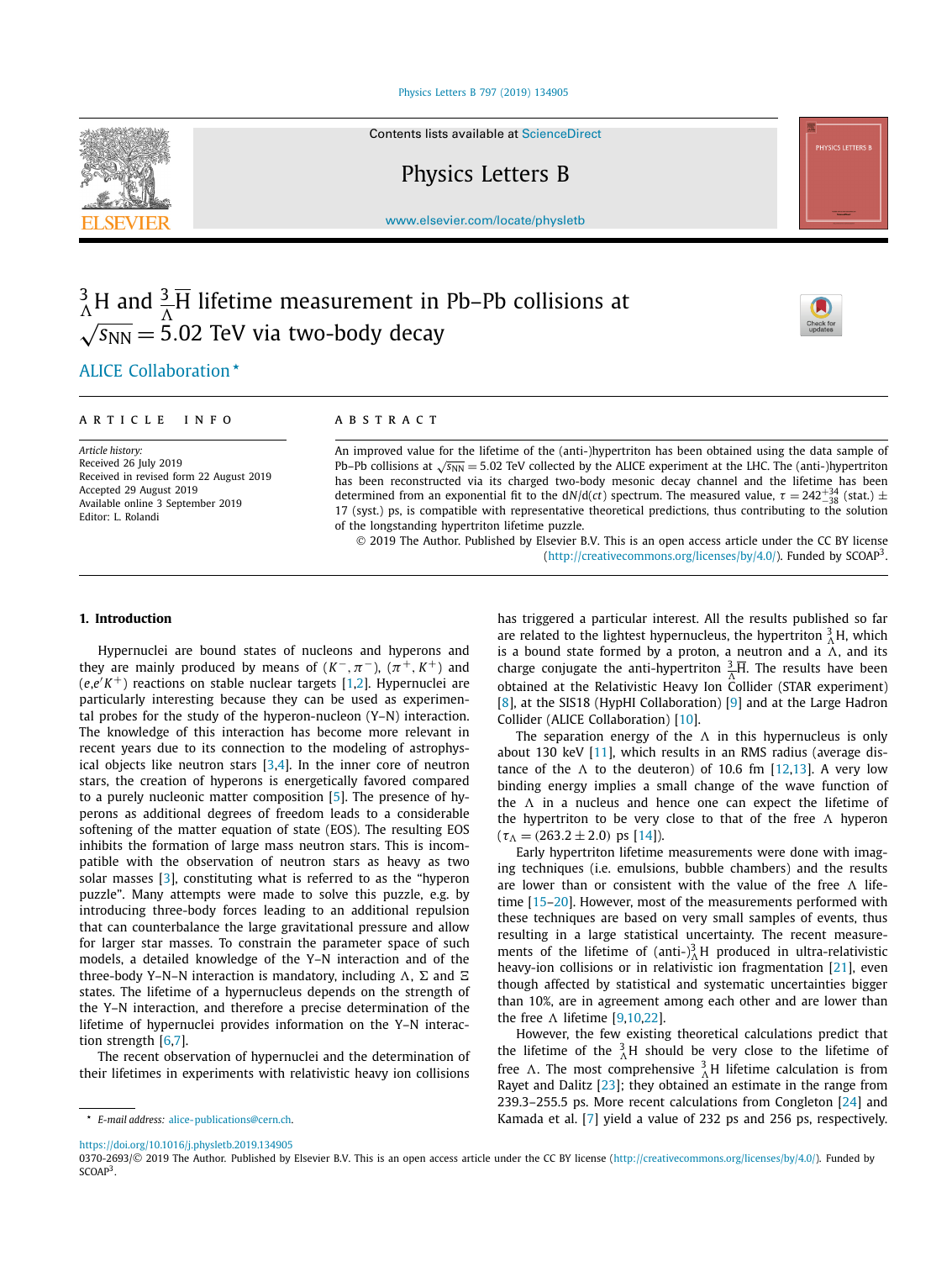# ${}^{3}_{\Lambda}$H and ${}^{3}_{\bar{\Lambda}}\overline{\text{H}}$ lifetime measurement in Pb–Pb collisions at $\sqrt{s_{\text{NN}}} = 5.02$ TeV via two-body decay

ALICE Collaboration *

ARTICLE INFO

*Article history:*
Received 26 July 2019
Received in revised form 22 August 2019
Accepted 29 August 2019
Available online 3 September 2019
Editor: L. Rolandi

ABSTRACT

An improved value for the lifetime of the (anti-)hypertriton has been obtained using the data sample of Pb–Pb collisions at $\sqrt{s_{\text{NN}}} = 5.02$ TeV collected by the ALICE experiment at the LHC. The (anti-)hypertriton has been reconstructed via its charged two-body mesonic decay channel and the lifetime has been determined from an exponential fit to the d$N$/d($ct$) spectrum. The measured value, $\tau = 242^{+34}_{-38}$ (stat.) $\pm$ 17 (syst.) ps, is compatible with representative theoretical predictions, thus contributing to the solution of the longstanding hypertriton lifetime puzzle.

© 2019 The Author. Published by Elsevier B.V. This is an open access article under the CC BY license (http://creativecommons.org/licenses/by/4.0/). Funded by SCOAP³.

## 1. Introduction

Hypernuclei are bound states of nucleons and hyperons and they are mainly produced by means of ($K^-, \pi^-$), ($\pi^+, K^+$) and ($e, e'K^+$) reactions on stable nuclear targets [1,2]. Hypernuclei are particularly interesting because they can be used as experimental probes for the study of the hyperon-nucleon (Y–N) interaction. The knowledge of this interaction has become more relevant in recent years due to its connection to the modeling of astrophysical objects like neutron stars [3,4]. In the inner core of neutron stars, the creation of hyperons is energetically favored compared to a purely nucleonic matter composition [5]. The presence of hyperons as additional degrees of freedom leads to a considerable softening of the matter equation of state (EOS). The resulting EOS inhibits the formation of large mass neutron stars. This is incompatible with the observation of neutron stars as heavy as two solar masses [3], constituting what is referred to as the "hyperon puzzle". Many attempts were made to solve this puzzle, e.g. by introducing three-body forces leading to an additional repulsion that can counterbalance the large gravitational pressure and allow for larger star masses. To constrain the parameter space of such models, a detailed knowledge of the Y–N interaction and of the three-body Y–N–N interaction is mandatory, including $\Lambda$, $\Sigma$ and $\Xi$ states. The lifetime of a hypernucleus depends on the strength of the Y–N interaction, and therefore a precise determination of the lifetime of hypernuclei provides information on the Y–N interaction strength [6,7].

The recent observation of hypernuclei and the determination of their lifetimes in experiments with relativistic heavy ion collisions has triggered a particular interest. All the results published so far are related to the lightest hypernucleus, the hypertriton ${}^{3}_{\Lambda}$H, which is a bound state formed by a proton, a neutron and a $\Lambda$, and its charge conjugate the anti-hypertriton ${}^{3}_{\bar{\Lambda}}\overline{\text{H}}$. The results have been obtained at the Relativistic Heavy Ion Collider (STAR experiment) [8], at the SIS18 (HypHI Collaboration) [9] and at the Large Hadron Collider (ALICE Collaboration) [10].

The separation energy of the $\Lambda$ in this hypernucleus is only about 130 keV [11], which results in an RMS radius (average distance of the $\Lambda$ to the deuteron) of 10.6 fm [12,13]. A very low binding energy implies a small change of the wave function of the $\Lambda$ in a nucleus and hence one can expect the lifetime of the hypertriton to be very close to that of the free $\Lambda$ hyperon ($\tau_\Lambda = (263.2 \pm 2.0)$ ps [14]).

Early hypertriton lifetime measurements were done with imaging techniques (i.e. emulsions, bubble chambers) and the results are lower than or consistent with the value of the free $\Lambda$ lifetime [15–20]. However, most of the measurements performed with these techniques are based on very small samples of events, thus resulting in a large statistical uncertainty. The recent measurements of the lifetime of (anti-)${}^{3}_{\Lambda}$H produced in ultra-relativistic heavy-ion collisions or in relativistic ion fragmentation [21], even though affected by statistical and systematic uncertainties bigger than 10%, are in agreement among each other and are lower than the free $\Lambda$ lifetime [9,10,22].

However, the few existing theoretical calculations predict that the lifetime of the ${}^{3}_{\Lambda}$H should be very close to the lifetime of free $\Lambda$. The most comprehensive ${}^{3}_{\Lambda}$H lifetime calculation is from Rayet and Dalitz [23]; they obtained an estimate in the range from 239.3–255.5 ps. More recent calculations from Congleton [24] and Kamada et al. [7] yield a value of 232 ps and 256 ps, respectively.

* E-mail address: alice-publications@cern.ch.

https://doi.org/10.1016/j.physletb.2019.134905
0370-2693/© 2019 The Author. Published by Elsevier B.V. This is an open access article under the CC BY license (http://creativecommons.org/licenses/by/4.0/). Funded by SCOAP³.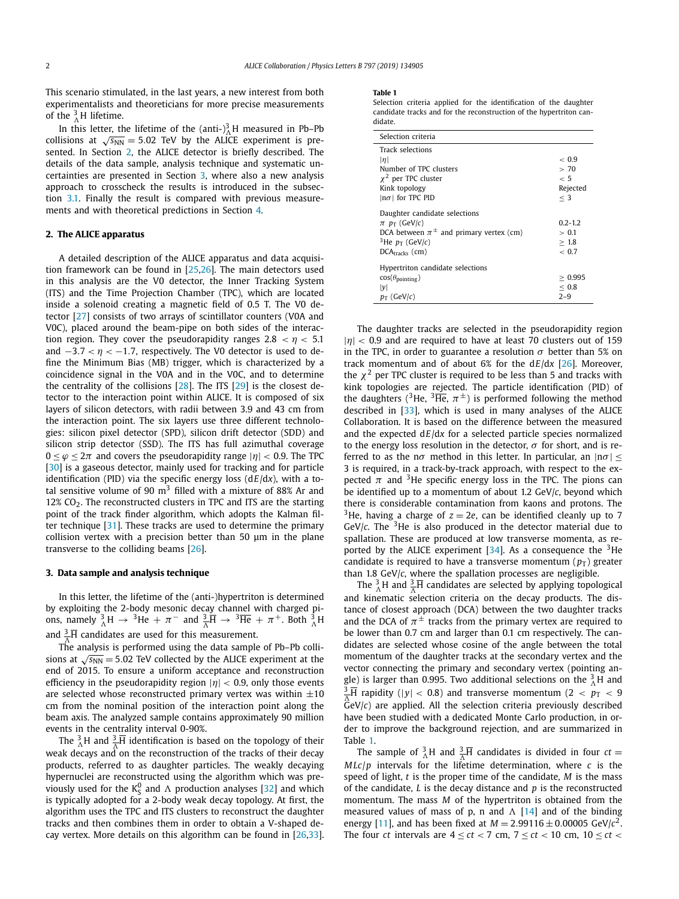This scenario stimulated, in the last years, a new interest from both experimentalists and theoreticians for more precise measurements of the ${}^{3}_{\Lambda}$H lifetime.

In this letter, the lifetime of the (anti-)${}^{3}_{\Lambda}$H measured in Pb–Pb collisions at $\sqrt{s_{\mathrm{NN}}} = 5.02$ TeV by the ALICE experiment is presented. In Section 2, the ALICE detector is briefly described. The details of the data sample, analysis technique and systematic uncertainties are presented in Section 3, where also a new analysis approach to crosscheck the results is introduced in the subsection 3.1. Finally the result is compared with previous measurements and with theoretical predictions in Section 4.

## 2. The ALICE apparatus

A detailed description of the ALICE apparatus and data acquisition framework can be found in [25,26]. The main detectors used in this analysis are the V0 detector, the Inner Tracking System (ITS) and the Time Projection Chamber (TPC), which are located inside a solenoid creating a magnetic field of 0.5 T. The V0 detector [27] consists of two arrays of scintillator counters (V0A and V0C), placed around the beam-pipe on both sides of the interaction region. They cover the pseudorapidity ranges $2.8 < \eta < 5.1$ and $-3.7 < \eta < -1.7$, respectively. The V0 detector is used to define the Minimum Bias (MB) trigger, which is characterized by a coincidence signal in the V0A and in the V0C, and to determine the centrality of the collisions [28]. The ITS [29] is the closest detector to the interaction point within ALICE. It is composed of six layers of silicon detectors, with radii between 3.9 and 43 cm from the interaction point. The six layers use three different technologies: silicon pixel detector (SPD), silicon drift detector (SDD) and silicon strip detector (SSD). The ITS has full azimuthal coverage $0 \le \varphi \le 2\pi$ and covers the pseudorapidity range $|\eta| < 0.9$. The TPC [30] is a gaseous detector, mainly used for tracking and for particle identification (PID) via the specific energy loss ($\mathrm{d}E/\mathrm{d}x$), with a total sensitive volume of 90 m$^3$ filled with a mixture of 88% Ar and 12% $CO_2$. The reconstructed clusters in TPC and ITS are the starting point of the track finder algorithm, which adopts the Kalman filter technique [31]. These tracks are used to determine the primary collision vertex with a precision better than 50 μm in the plane transverse to the colliding beams [26].

## 3. Data sample and analysis technique

In this letter, the lifetime of the (anti-)hypertriton is determined by exploiting the 2-body mesonic decay channel with charged pions, namely ${}^{3}_{\Lambda}\mathrm{H} \rightarrow {}^{3}\mathrm{He} + \pi^{-}$ and ${}^{3}_{\bar{\Lambda}}\overline{\mathrm{H}} \rightarrow {}^{3}\overline{\mathrm{He}} + \pi^{+}$. Both ${}^{3}_{\Lambda}$H and ${}^{3}_{\bar{\Lambda}}\overline{\mathrm{H}}$ candidates are used for this measurement.

The analysis is performed using the data sample of Pb–Pb collisions at $\sqrt{s_{\mathrm{NN}}} = 5.02$ TeV collected by the ALICE experiment at the end of 2015. To ensure a uniform acceptance and reconstruction efficiency in the pseudorapidity region $|\eta| < 0.9$, only those events are selected whose reconstructed primary vertex was within $\pm 10$ cm from the nominal position of the interaction point along the beam axis. The analyzed sample contains approximately 90 million events in the centrality interval 0-90%.

The ${}^{3}_{\Lambda}$H and ${}^{3}_{\bar{\Lambda}}\overline{\mathrm{H}}$ identification is based on the topology of their weak decays and on the reconstruction of the tracks of their decay products, referred to as daughter particles. The weakly decaying hypernuclei are reconstructed using the algorithm which was previously used for the $\mathrm{K}^0_\mathrm{S}$ and $\Lambda$ production analyses [32] and which is typically adopted for a 2-body weak decay topology. At first, the algorithm uses the TPC and ITS clusters to reconstruct the daughter tracks and then combines them in order to obtain a V-shaped decay vertex. More details on this algorithm can be found in [26,33].

**Table 1**
Selection criteria applied for the identification of the daughter candidate tracks and for the reconstruction of the hypertriton candidate.

| Selection criteria | |
|---|---|
| Track selections | |
| $\lvert\eta\rvert$ | $< 0.9$ |
| Number of TPC clusters | $> 70$ |
| $\chi^2$ per TPC cluster | $< 5$ |
| Kink topology | Rejected |
| $\lvert \mathrm{n}\sigma \rvert$ for TPC PID | $\le 3$ |
| Daughter candidate selections | |
| $\pi$ $p_\mathrm{T}$ (GeV/$c$) | 0.2-1.2 |
| DCA between $\pi^{\pm}$ and primary vertex (cm) | $> 0.1$ |
| ${}^{3}$He $p_\mathrm{T}$ (GeV/$c$) | $\ge 1.8$ |
| $\mathrm{DCA}_{\mathrm{tracks}}$ (cm) | $< 0.7$ |
| Hypertriton candidate selections | |
| $\cos(\theta_{\mathrm{pointing}})$ | $\ge 0.995$ |
| $\lvert y \rvert$ | $\le 0.8$ |
| $p_\mathrm{T}$ (GeV/$c$) | 2–9 |

The daughter tracks are selected in the pseudorapidity region $|\eta| < 0.9$ and are required to have at least 70 clusters out of 159 in the TPC, in order to guarantee a resolution $\sigma$ better than 5% on track momentum and of about 6% for the $\mathrm{d}E/\mathrm{d}x$ [26]. Moreover, the $\chi^2$ per TPC cluster is required to be less than 5 and tracks with kink topologies are rejected. The particle identification (PID) of the daughters (${}^{3}$He, ${}^{3}\overline{\mathrm{He}}$, $\pi^{\pm}$) is performed following the method described in [33], which is used in many analyses of the ALICE Collaboration. It is based on the difference between the measured and the expected $\mathrm{d}E/\mathrm{d}x$ for a selected particle species normalized to the energy loss resolution in the detector, $\sigma$ for short, and is referred to as the n$\sigma$ method in this letter. In particular, an $|\mathrm{n}\sigma| \le 3$ is required, in a track-by-track approach, with respect to the expected $\pi$ and ${}^{3}$He specific energy loss in the TPC. The pions can be identified up to a momentum of about 1.2 GeV/$c$, beyond which there is considerable contamination from kaons and protons. The ${}^{3}$He, having a charge of $z = 2e$, can be identified cleanly up to 7 GeV/$c$. The ${}^{3}$He is also produced in the detector material due to spallation. These are produced at low transverse momenta, as reported by the ALICE experiment [34]. As a consequence the ${}^{3}$He candidate is required to have a transverse momentum ($p_\mathrm{T}$) greater than 1.8 GeV/$c$, where the spallation processes are negligible.

The ${}^{3}_{\Lambda}$H and ${}^{3}_{\bar{\Lambda}}\overline{\mathrm{H}}$ candidates are selected by applying topological and kinematic selection criteria on the decay products. The distance of closest approach (DCA) between the two daughter tracks and the DCA of $\pi^{\pm}$ tracks from the primary vertex are required to be lower than 0.7 cm and larger than 0.1 cm respectively. The candidates are selected whose cosine of the angle between the total momentum of the daughter tracks at the secondary vertex and the vector connecting the primary and secondary vertex (pointing angle) is larger than 0.995. Two additional selections on the ${}^{3}_{\Lambda}$H and ${}^{3}_{\bar{\Lambda}}\overline{\mathrm{H}}$ rapidity ($|y| < 0.8$) and transverse momentum ($2 < p_\mathrm{T} < 9$ GeV/$c$) are applied. All the selection criteria previously described have been studied with a dedicated Monte Carlo production, in order to improve the background rejection, and are summarized in Table 1.

The sample of ${}^{3}_{\Lambda}$H and ${}^{3}_{\bar{\Lambda}}\overline{\mathrm{H}}$ candidates is divided in four $ct = MLc/p$ intervals for the lifetime determination, where $c$ is the speed of light, $t$ is the proper time of the candidate, $M$ is the mass of the candidate, $L$ is the decay distance and $p$ is the reconstructed momentum. The mass $M$ of the hypertriton is obtained from the measured values of mass of p, n and $\Lambda$ [14] and of the binding energy [11], and has been fixed at $M = 2.99116 \pm 0.00005$ GeV/$c^2$. The four $ct$ intervals are $4 \le ct < 7$ cm, $7 \le ct < 10$ cm, $10 \le ct <$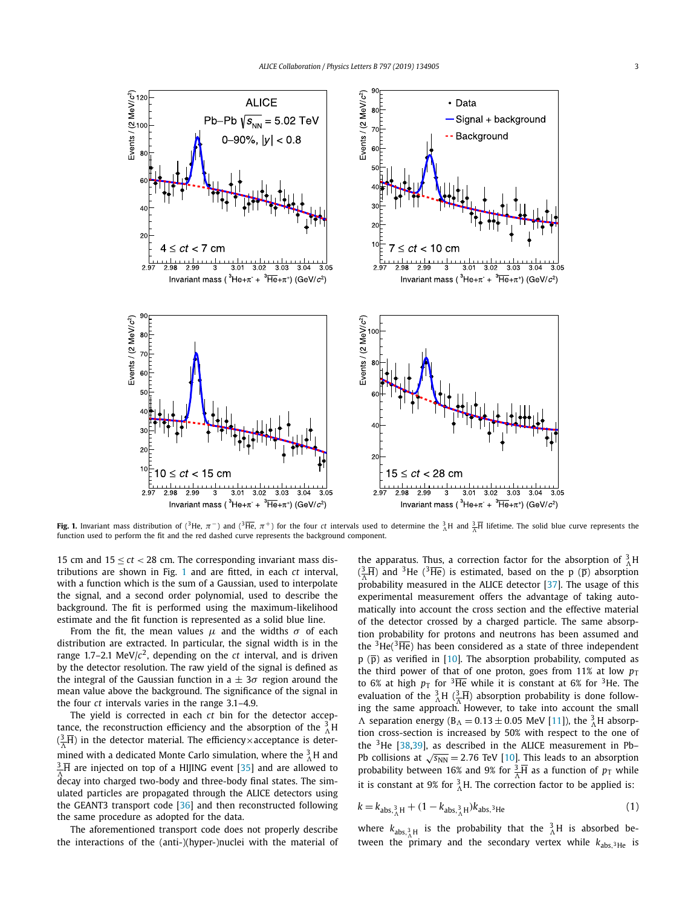**Fig. 1.** Invariant mass distribution of ($^{3}$He, $\pi^{-}$) and ($^{3}\overline{\text{He}}$, $\pi^{+}$) for the four $ct$ intervals used to determine the $^{3}_{\Lambda}$H and $^{3}_{\overline{\Lambda}}\overline{\text{H}}$ lifetime. The solid blue curve represents the function used to perform the fit and the red dashed curve represents the background component.

15 cm and $15 \le ct < 28$ cm. The corresponding invariant mass distributions are shown in Fig. 1 and are fitted, in each $ct$ interval, with a function which is the sum of a Gaussian, used to interpolate the signal, and a second order polynomial, used to describe the background. The fit is performed using the maximum-likelihood estimate and the fit function is represented as a solid blue line.

From the fit, the mean values $\mu$ and the widths $\sigma$ of each distribution are extracted. In particular, the signal width is in the range 1.7–2.1 MeV/$c^2$, depending on the $ct$ interval, and is driven by the detector resolution. The raw yield of the signal is defined as the integral of the Gaussian function in a $\pm\, 3\sigma$ region around the mean value above the background. The significance of the signal in the four $ct$ intervals varies in the range 3.1–4.9.

The yield is corrected in each $ct$ bin for the detector acceptance, the reconstruction efficiency and the absorption of the $^{3}_{\Lambda}$H ($^{3}_{\overline{\Lambda}}\overline{\text{H}}$) in the detector material. The efficiency×acceptance is determined with a dedicated Monte Carlo simulation, where the $^{3}_{\Lambda}$H and $^{3}_{\overline{\Lambda}}\overline{\text{H}}$ are injected on top of a HIJING event [35] and are allowed to decay into charged two-body and three-body final states. The simulated particles are propagated through the ALICE detectors using the GEANT3 transport code [36] and then reconstructed following the same procedure as adopted for the data.

The aforementioned transport code does not properly describe the interactions of the (anti-)(hyper-)nuclei with the material of the apparatus. Thus, a correction factor for the absorption of $^{3}_{\Lambda}$H ($^{3}_{\overline{\Lambda}}\overline{\text{H}}$) and $^{3}$He ($^{3}\overline{\text{He}}$) is estimated, based on the p ($\overline{\text{p}}$) absorption probability measured in the ALICE detector [37]. The usage of this experimental measurement offers the advantage of taking automatically into account the cross section and the effective material of the detector crossed by a charged particle. The same absorption probability for protons and neutrons has been assumed and the $^{3}$He($^{3}\overline{\text{He}}$) has been considered as a state of three independent p ($\overline{\text{p}}$) as verified in [10]. The absorption probability, computed as the third power of that of one proton, goes from 11% at low $p_{\text{T}}$ to 6% at high $p_{\text{T}}$ for $^{3}\overline{\text{He}}$ while it is constant at 6% for $^{3}$He. The evaluation of the $^{3}_{\Lambda}$H ($^{3}_{\overline{\Lambda}}\overline{\text{H}}$) absorption probability is done following the same approach. However, to take into account the small $\Lambda$ separation energy ($\text{B}_{\Lambda} = 0.13 \pm 0.05$ MeV [11]), the $^{3}_{\Lambda}$H absorption cross-section is increased by 50% with respect to the one of the $^{3}$He [38,39], as described in the ALICE measurement in Pb–Pb collisions at $\sqrt{s_{\text{NN}}} = 2.76$ TeV [10]. This leads to an absorption probability between 16% and 9% for $^{3}_{\overline{\Lambda}}\overline{\text{H}}$ as a function of $p_{\text{T}}$ while it is constant at 9% for $^{3}_{\Lambda}$H. The correction factor to be applied is:

$$k = k_{\text{abs},^{3}_{\Lambda}\text{H}} + (1 - k_{\text{abs},^{3}_{\Lambda}\text{H}})k_{\text{abs},^{3}\text{He}} \tag{1}$$

where $k_{\text{abs},^{3}_{\Lambda}\text{H}}$ is the probability that the $^{3}_{\Lambda}$H is absorbed between the primary and the secondary vertex while $k_{\text{abs},^{3}\text{He}}$ is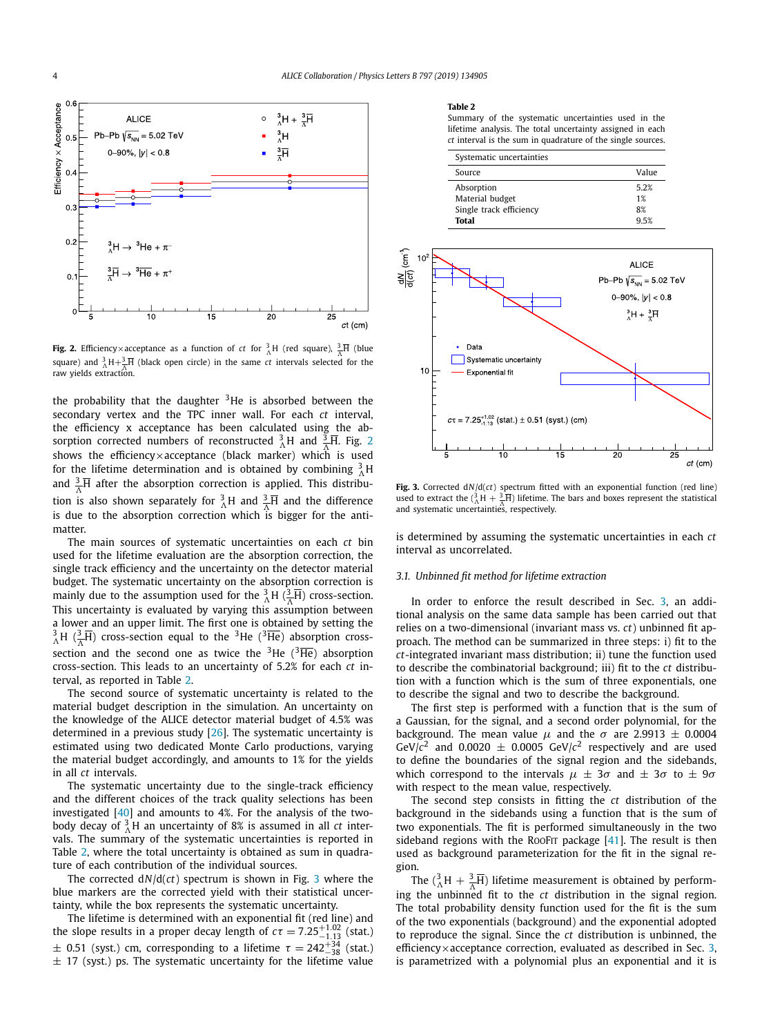**Fig. 2.** Efficiency×acceptance as a function of $ct$ for ${}^{3}_{\Lambda}\mathrm{H}$ (red square), ${}^{3}_{\bar{\Lambda}}\overline{\mathrm{H}}$ (blue square) and ${}^{3}_{\Lambda}\mathrm{H}+{}^{3}_{\bar{\Lambda}}\overline{\mathrm{H}}$ (black open circle) in the same $ct$ intervals selected for the raw yields extraction.

the probability that the daughter ${}^{3}\mathrm{He}$ is absorbed between the secondary vertex and the TPC inner wall. For each $ct$ interval, the efficiency x acceptance has been calculated using the absorption corrected numbers of reconstructed ${}^{3}_{\Lambda}\mathrm{H}$ and ${}^{3}_{\bar{\Lambda}}\overline{\mathrm{H}}$. Fig. 2 shows the efficiency×acceptance (black marker) which is used for the lifetime determination and is obtained by combining ${}^{3}_{\Lambda}\mathrm{H}$ and ${}^{3}_{\bar{\Lambda}}\overline{\mathrm{H}}$ after the absorption correction is applied. This distribution is also shown separately for ${}^{3}_{\Lambda}\mathrm{H}$ and ${}^{3}_{\bar{\Lambda}}\overline{\mathrm{H}}$ and the difference is due to the absorption correction which is bigger for the anti-matter.

The main sources of systematic uncertainties on each $ct$ bin used for the lifetime evaluation are the absorption correction, the single track efficiency and the uncertainty on the detector material budget. The systematic uncertainty on the absorption correction is mainly due to the assumption used for the ${}^{3}_{\Lambda}\mathrm{H}$ (${}^{3}_{\bar{\Lambda}}\overline{\mathrm{H}}$) cross-section. This uncertainty is evaluated by varying this assumption between a lower and an upper limit. The first one is obtained by setting the ${}^{3}_{\Lambda}\mathrm{H}$ (${}^{3}_{\bar{\Lambda}}\overline{\mathrm{H}}$) cross-section equal to the ${}^{3}\mathrm{He}$ (${}^{3}\overline{\mathrm{He}}$) absorption cross-section and the second one as twice the ${}^{3}\mathrm{He}$ (${}^{3}\overline{\mathrm{He}}$) absorption cross-section. This leads to an uncertainty of 5.2% for each $ct$ interval, as reported in Table 2.

The second source of systematic uncertainty is related to the material budget description in the simulation. An uncertainty on the knowledge of the ALICE detector material budget of 4.5% was determined in a previous study [26]. The systematic uncertainty is estimated using two dedicated Monte Carlo productions, varying the material budget accordingly, and amounts to 1% for the yields in all $ct$ intervals.

The systematic uncertainty due to the single-track efficiency and the different choices of the track quality selections has been investigated [40] and amounts to 4%. For the analysis of the two-body decay of ${}^{3}_{\Lambda}\mathrm{H}$ an uncertainty of 8% is assumed in all $ct$ intervals. The summary of the systematic uncertainties is reported in Table 2, where the total uncertainty is obtained as sum in quadrature of each contribution of the individual sources.

The corrected $\mathrm{d}N/\mathrm{d}(ct)$ spectrum is shown in Fig. 3 where the blue markers are the corrected yield with their statistical uncertainty, while the box represents the systematic uncertainty.

The lifetime is determined with an exponential fit (red line) and the slope results in a proper decay length of $c\tau = 7.25^{+1.02}_{-1.13}$ (stat.) $\pm$ 0.51 (syst.) cm, corresponding to a lifetime $\tau = 242^{+34}_{-38}$ (stat.) $\pm$ 17 (syst.) ps. The systematic uncertainty for the lifetime value is determined by assuming the systematic uncertainties in each $ct$ interval as uncorrelated.

**Table 2**
Summary of the systematic uncertainties used in the lifetime analysis. The total uncertainty assigned in each $ct$ interval is the sum in quadrature of the single sources.

| Systematic uncertainties | |
|---|---|
| Source | Value |
| Absorption | 5.2% |
| Material budget | 1% |
| Single track efficiency | 8% |
| **Total** | 9.5% |

**Fig. 3.** Corrected $\mathrm{d}N/\mathrm{d}(ct)$ spectrum fitted with an exponential function (red line) used to extract the (${}^{3}_{\Lambda}\mathrm{H}+{}^{3}_{\bar{\Lambda}}\overline{\mathrm{H}}$) lifetime. The bars and boxes represent the statistical and systematic uncertainties, respectively.

### 3.1. Unbinned fit method for lifetime extraction

In order to enforce the result described in Sec. 3, an additional analysis on the same data sample has been carried out that relies on a two-dimensional (invariant mass vs. $ct$) unbinned fit approach. The method can be summarized in three steps: i) fit to the $ct$-integrated invariant mass distribution; ii) tune the function used to describe the combinatorial background; iii) fit to the $ct$ distribution with a function which is the sum of three exponentials, one to describe the signal and two to describe the background.

The first step is performed with a function that is the sum of a Gaussian, for the signal, and a second order polynomial, for the background. The mean value $\mu$ and the $\sigma$ are 2.9913 $\pm$ 0.0004 GeV/$c^2$ and 0.0020 $\pm$ 0.0005 GeV/$c^2$ respectively and are used to define the boundaries of the signal region and the sidebands, which correspond to the intervals $\mu \pm 3\sigma$ and $\pm 3\sigma$ to $\pm 9\sigma$ with respect to the mean value, respectively.

The second step consists in fitting the $ct$ distribution of the background in the sidebands using a function that is the sum of two exponentials. The fit is performed simultaneously in the two sideband regions with the RooFit package [41]. The result is then used as background parameterization for the fit in the signal region.

The (${}^{3}_{\Lambda}\mathrm{H}+{}^{3}_{\bar{\Lambda}}\overline{\mathrm{H}}$) lifetime measurement is obtained by performing the unbinned fit to the $ct$ distribution in the signal region. The total probability density function used for the fit is the sum of the two exponentials (background) and the exponential adopted to reproduce the signal. Since the $ct$ distribution is unbinned, the efficiency×acceptance correction, evaluated as described in Sec. 3, is parametrized with a polynomial plus an exponential and it is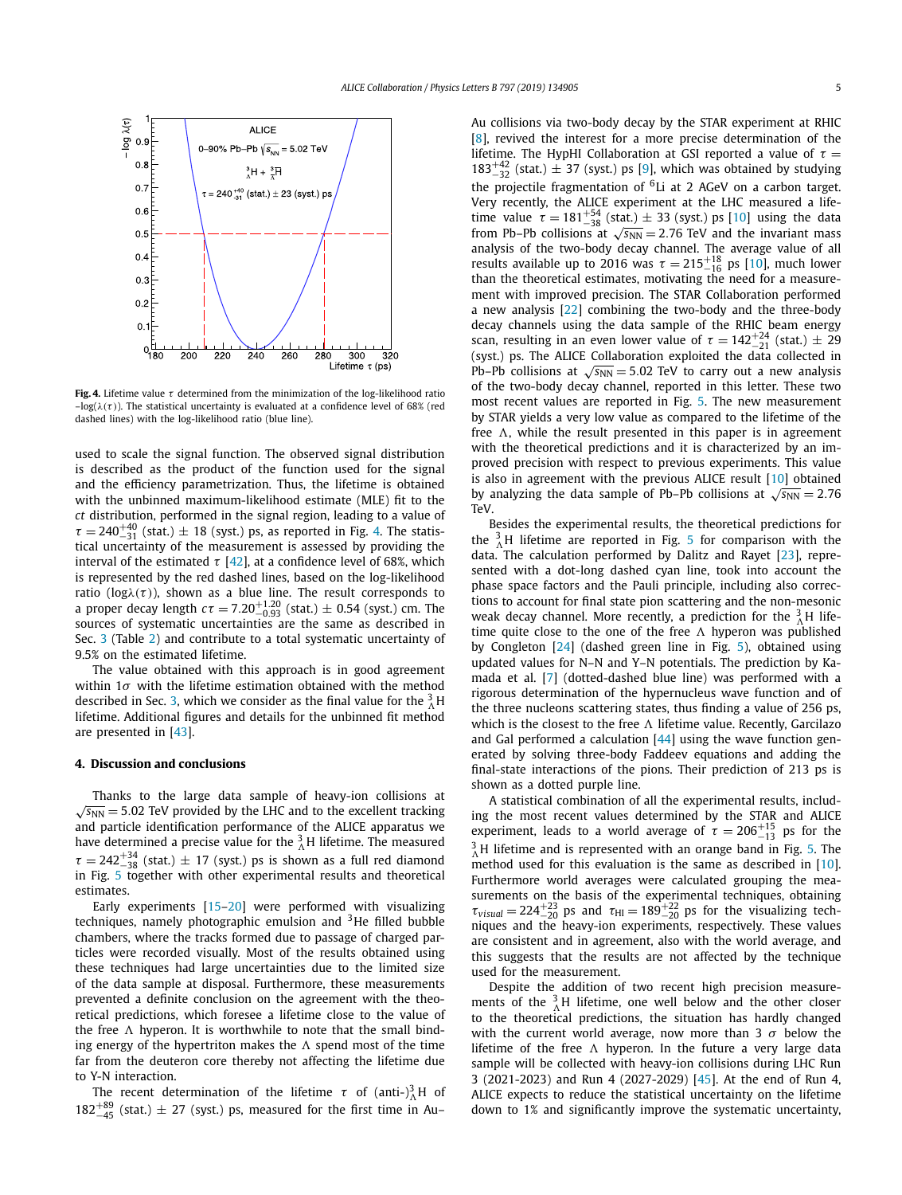Fig. 4. Lifetime value $\tau$ determined from the minimization of the log-likelihood ratio $-\log(\lambda(\tau))$. The statistical uncertainty is evaluated at a confidence level of 68% (red dashed lines) with the log-likelihood ratio (blue line).

used to scale the signal function. The observed signal distribution is described as the product of the function used for the signal and the efficiency parametrization. Thus, the lifetime is obtained with the unbinned maximum-likelihood estimate (MLE) fit to the $ct$ distribution, performed in the signal region, leading to a value of $\tau = 240^{+40}_{-31}$ (stat.) $\pm$ 18 (syst.) ps, as reported in Fig. 4. The statistical uncertainty of the measurement is assessed by providing the interval of the estimated $\tau$ [42], at a confidence level of 68%, which is represented by the red dashed lines, based on the log-likelihood ratio ($\log\lambda(\tau)$), shown as a blue line. The result corresponds to a proper decay length $c\tau = 7.20^{+1.20}_{-0.93}$ (stat.) $\pm$ 0.54 (syst.) cm. The sources of systematic uncertainties are the same as described in Sec. 3 (Table 2) and contribute to a total systematic uncertainty of 9.5% on the estimated lifetime.

The value obtained with this approach is in good agreement within $1\sigma$ with the lifetime estimation obtained with the method described in Sec. 3, which we consider as the final value for the $^{3}_{\Lambda}$H lifetime. Additional figures and details for the unbinned fit method are presented in [43].

## 4. Discussion and conclusions

Thanks to the large data sample of heavy-ion collisions at $\sqrt{s_{\rm NN}} = 5.02$ TeV provided by the LHC and to the excellent tracking and particle identification performance of the ALICE apparatus we have determined a precise value for the $^{3}_{\Lambda}$H lifetime. The measured $\tau = 242^{+34}_{-38}$ (stat.) $\pm$ 17 (syst.) ps is shown as a full red diamond in Fig. 5 together with other experimental results and theoretical estimates.

Early experiments [15–20] were performed with visualizing techniques, namely photographic emulsion and $^{3}$He filled bubble chambers, where the tracks formed due to passage of charged particles were recorded visually. Most of the results obtained using these techniques had large uncertainties due to the limited size of the data sample at disposal. Furthermore, these measurements prevented a definite conclusion on the agreement with the theoretical predictions, which foresee a lifetime close to the value of the free $\Lambda$ hyperon. It is worthwhile to note that the small binding energy of the hypertriton makes the $\Lambda$ spend most of the time far from the deuteron core thereby not affecting the lifetime due to Y-N interaction.

The recent determination of the lifetime $\tau$ of (anti-)$^{3}_{\Lambda}$H of $182^{+89}_{-45}$ (stat.) $\pm$ 27 (syst.) ps, measured for the first time in Au–Au collisions via two-body decay by the STAR experiment at RHIC [8], revived the interest for a more precise determination of the lifetime. The HypHI Collaboration at GSI reported a value of $\tau = 183^{+42}_{-32}$ (stat.) $\pm$ 37 (syst.) ps [9], which was obtained by studying the projectile fragmentation of $^{6}$Li at 2 AGeV on a carbon target. Very recently, the ALICE experiment at the LHC measured a lifetime value $\tau = 181^{+54}_{-38}$ (stat.) $\pm$ 33 (syst.) ps [10] using the data from Pb–Pb collisions at $\sqrt{s_{\rm NN}} = 2.76$ TeV and the invariant mass analysis of the two-body decay channel. The average value of all results available up to 2016 was $\tau = 215^{+18}_{-16}$ ps [10], much lower than the theoretical estimates, motivating the need for a measurement with improved precision. The STAR Collaboration performed a new analysis [22] combining the two-body and the three-body decay channels using the data sample of the RHIC beam energy scan, resulting in an even lower value of $\tau = 142^{+24}_{-21}$ (stat.) $\pm$ 29 (syst.) ps. The ALICE Collaboration exploited the data collected in Pb–Pb collisions at $\sqrt{s_{\rm NN}} = 5.02$ TeV to carry out a new analysis of the two-body decay channel, reported in this letter. These two most recent values are reported in Fig. 5. The new measurement by STAR yields a very low value as compared to the lifetime of the free $\Lambda$, while the result presented in this paper is in agreement with the theoretical predictions and it is characterized by an improved precision with respect to previous experiments. This value is also in agreement with the previous ALICE result [10] obtained by analyzing the data sample of Pb–Pb collisions at $\sqrt{s_{\rm NN}} = 2.76$ TeV.

Besides the experimental results, the theoretical predictions for the $^{3}_{\Lambda}$H lifetime are reported in Fig. 5 for comparison with the data. The calculation performed by Dalitz and Rayet [23], represented with a dot-long dashed cyan line, took into account the phase space factors and the Pauli principle, including also corrections to account for final state pion scattering and the non-mesonic weak decay channel. More recently, a prediction for the $^{3}_{\Lambda}$H lifetime quite close to the one of the free $\Lambda$ hyperon was published by Congleton [24] (dashed green line in Fig. 5), obtained using updated values for N–N and Y–N potentials. The prediction by Kamada et al. [7] (dotted-dashed blue line) was performed with a rigorous determination of the hypernucleus wave function and of the three nucleons scattering states, thus finding a value of 256 ps, which is the closest to the free $\Lambda$ lifetime value. Recently, Garcilazo and Gal performed a calculation [44] using the wave function generated by solving three-body Faddeev equations and adding the final-state interactions of the pions. Their prediction of 213 ps is shown as a dotted purple line.

A statistical combination of all the experimental results, including the most recent values determined by the STAR and ALICE experiment, leads to a world average of $\tau = 206^{+15}_{-13}$ ps for the $^{3}_{\Lambda}$H lifetime and is represented with an orange band in Fig. 5. The method used for this evaluation is the same as described in [10]. Furthermore world averages were calculated grouping the measurements on the basis of the experimental techniques, obtaining $\tau_{visual} = 224^{+23}_{-20}$ ps and $\tau_{\rm HI} = 189^{+22}_{-20}$ ps for the visualizing techniques and the heavy-ion experiments, respectively. These values are consistent and in agreement, also with the world average, and this suggests that the results are not affected by the technique used for the measurement.

Despite the addition of two recent high precision measurements of the $^{3}_{\Lambda}$H lifetime, one well below and the other closer to the theoretical predictions, the situation has hardly changed with the current world average, now more than 3 $\sigma$ below the lifetime of the free $\Lambda$ hyperon. In the future a very large data sample will be collected with heavy-ion collisions during LHC Run 3 (2021-2023) and Run 4 (2027-2029) [45]. At the end of Run 4, ALICE expects to reduce the statistical uncertainty on the lifetime down to 1% and significantly improve the systematic uncertainty,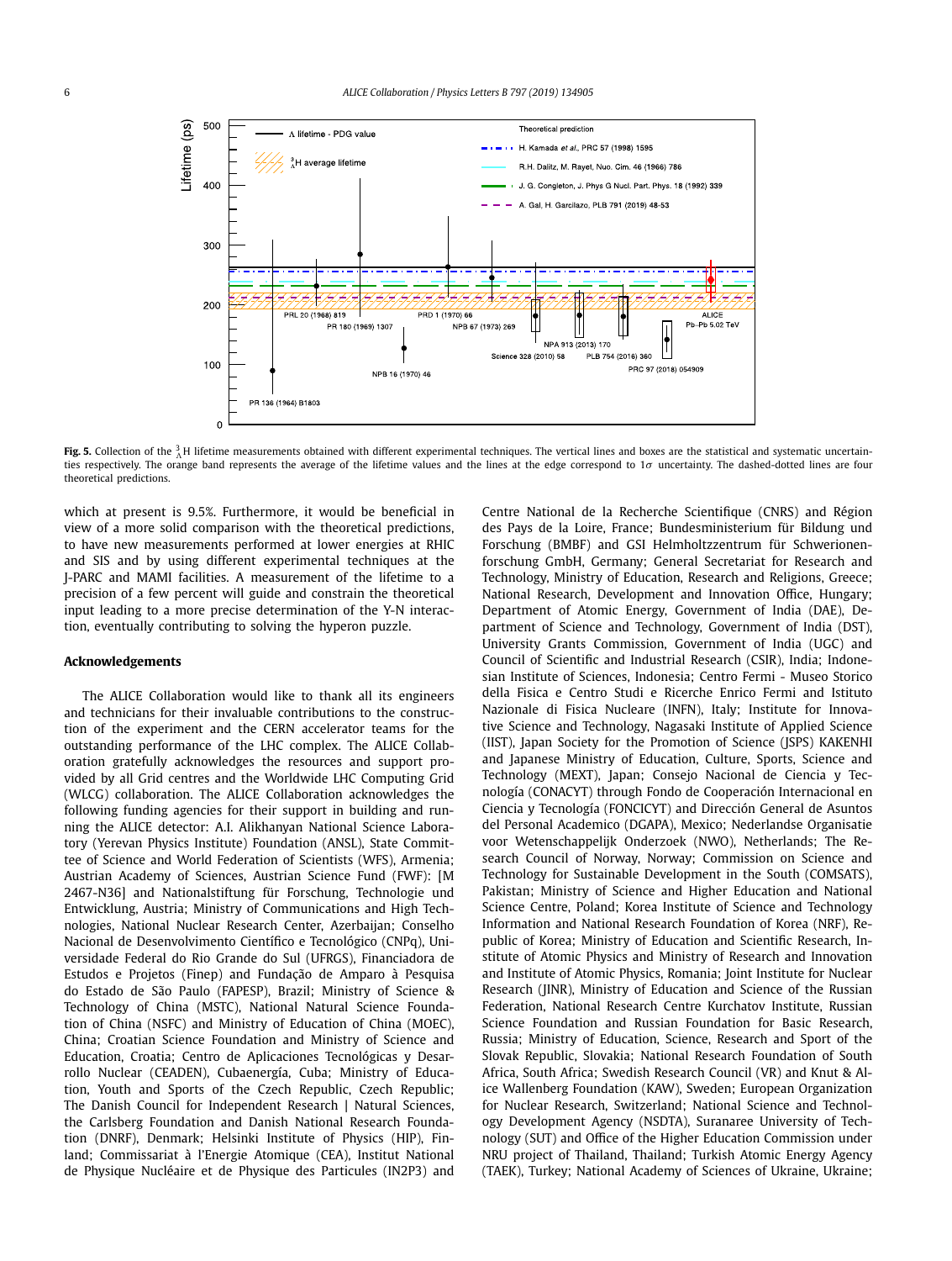**Fig. 5.** Collection of the ${}^{3}_{\Lambda}$H lifetime measurements obtained with different experimental techniques. The vertical lines and boxes are the statistical and systematic uncertainties respectively. The orange band represents the average of the lifetime values and the lines at the edge correspond to 1$\sigma$ uncertainty. The dashed-dotted lines are four theoretical predictions.

which at present is 9.5%. Furthermore, it would be beneficial in view of a more solid comparison with the theoretical predictions, to have new measurements performed at lower energies at RHIC and SIS and by using different experimental techniques at the J-PARC and MAMI facilities. A measurement of the lifetime to a precision of a few percent will guide and constrain the theoretical input leading to a more precise determination of the Y-N interaction, eventually contributing to solving the hyperon puzzle.

## Acknowledgements

The ALICE Collaboration would like to thank all its engineers and technicians for their invaluable contributions to the construction of the experiment and the CERN accelerator teams for the outstanding performance of the LHC complex. The ALICE Collaboration gratefully acknowledges the resources and support provided by all Grid centres and the Worldwide LHC Computing Grid (WLCG) collaboration. The ALICE Collaboration acknowledges the following funding agencies for their support in building and running the ALICE detector: A.I. Alikhanyan National Science Laboratory (Yerevan Physics Institute) Foundation (ANSL), State Committee of Science and World Federation of Scientists (WFS), Armenia; Austrian Academy of Sciences, Austrian Science Fund (FWF): [M 2467-N36] and Nationalstiftung für Forschung, Technologie und Entwicklung, Austria; Ministry of Communications and High Technologies, National Nuclear Research Center, Azerbaijan; Conselho Nacional de Desenvolvimento Científico e Tecnológico (CNPq), Universidade Federal do Rio Grande do Sul (UFRGS), Financiadora de Estudos e Projetos (Finep) and Fundação de Amparo à Pesquisa do Estado de São Paulo (FAPESP), Brazil; Ministry of Science & Technology of China (MSTC), National Natural Science Foundation of China (NSFC) and Ministry of Education of China (MOEC), China; Croatian Science Foundation and Ministry of Science and Education, Croatia; Centro de Aplicaciones Tecnológicas y Desarrollo Nuclear (CEADEN), Cubaenergía, Cuba; Ministry of Education, Youth and Sports of the Czech Republic, Czech Republic; The Danish Council for Independent Research | Natural Sciences, the Carlsberg Foundation and Danish National Research Foundation (DNRF), Denmark; Helsinki Institute of Physics (HIP), Finland; Commissariat à l'Energie Atomique (CEA), Institut National de Physique Nucléaire et de Physique des Particules (IN2P3) and Centre National de la Recherche Scientifique (CNRS) and Région des Pays de la Loire, France; Bundesministerium für Bildung und Forschung (BMBF) and GSI Helmholtzzentrum für Schwerionenforschung GmbH, Germany; General Secretariat for Research and Technology, Ministry of Education, Research and Religions, Greece; National Research, Development and Innovation Office, Hungary; Department of Atomic Energy, Government of India (DAE), Department of Science and Technology, Government of India (DST), University Grants Commission, Government of India (UGC) and Council of Scientific and Industrial Research (CSIR), India; Indonesian Institute of Sciences, Indonesia; Centro Fermi - Museo Storico della Fisica e Centro Studi e Ricerche Enrico Fermi and Istituto Nazionale di Fisica Nucleare (INFN), Italy; Institute for Innovative Science and Technology, Nagasaki Institute of Applied Science (IIST), Japan Society for the Promotion of Science (JSPS) KAKENHI and Japanese Ministry of Education, Culture, Sports, Science and Technology (MEXT), Japan; Consejo Nacional de Ciencia y Tecnología (CONACYT) through Fondo de Cooperación Internacional en Ciencia y Tecnología (FONCICYT) and Dirección General de Asuntos del Personal Academico (DGAPA), Mexico; Nederlandse Organisatie voor Wetenschappelijk Onderzoek (NWO), Netherlands; The Research Council of Norway, Norway; Commission on Science and Technology for Sustainable Development in the South (COMSATS), Pakistan; Ministry of Science and Higher Education and National Science Centre, Poland; Korea Institute of Science and Technology Information and National Research Foundation of Korea (NRF), Republic of Korea; Ministry of Education and Scientific Research, Institute of Atomic Physics and Ministry of Research and Innovation and Institute of Atomic Physics, Romania; Joint Institute for Nuclear Research (JINR), Ministry of Education and Science of the Russian Federation, National Research Centre Kurchatov Institute, Russian Science Foundation and Russian Foundation for Basic Research, Russia; Ministry of Education, Science, Research and Sport of the Slovak Republic, Slovakia; National Research Foundation of South Africa, South Africa; Swedish Research Council (VR) and Knut & Alice Wallenberg Foundation (KAW), Sweden; European Organization for Nuclear Research, Switzerland; National Science and Technology Development Agency (NSDTA), Suranaree University of Technology (SUT) and Office of the Higher Education Commission under NRU project of Thailand, Thailand; Turkish Atomic Energy Agency (TAEK), Turkey; National Academy of Sciences of Ukraine, Ukraine;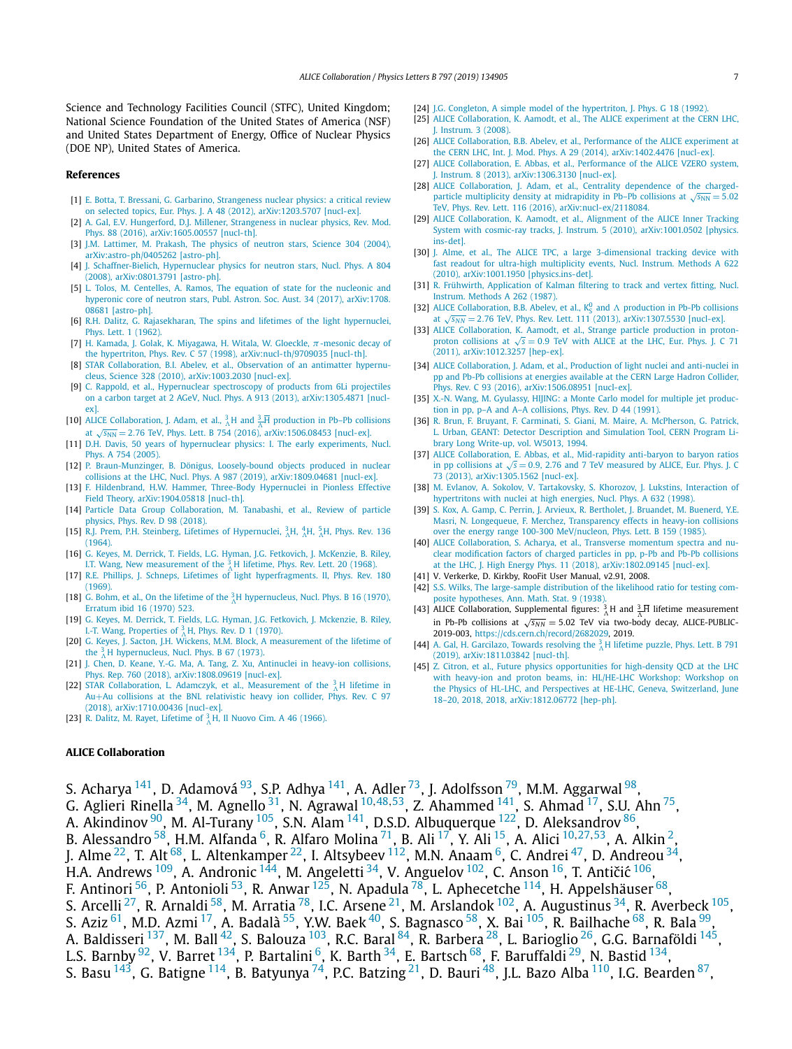Science and Technology Facilities Council (STFC), United Kingdom; National Science Foundation of the United States of America (NSF) and United States Department of Energy, Office of Nuclear Physics (DOE NP), United States of America.

## References

[1] E. Botta, T. Bressani, G. Garbarino, Strangeness nuclear physics: a critical review on selected topics, Eur. Phys. J. A 48 (2012), arXiv:1203.5707 [nucl-ex].

[2] A. Gal, E.V. Hungerford, D.J. Millener, Strangeness in nuclear physics, Rev. Mod. Phys. 88 (2016), arXiv:1605.00557 [nucl-th].

[3] J.M. Lattimer, M. Prakash, The physics of neutron stars, Science 304 (2004), arXiv:astro-ph/0405262 [astro-ph].

[4] J. Schaffner-Bielich, Hypernuclear physics for neutron stars, Nucl. Phys. A 804 (2008), arXiv:0801.3791 [astro-ph].

[5] L. Tolos, M. Centelles, A. Ramos, The equation of state for the nucleonic and hyperonic core of neutron stars, Publ. Astron. Soc. Aust. 34 (2017), arXiv:1708.08681 [astro-ph].

[6] R.H. Dalitz, G. Rajasekharan, The spins and lifetimes of the light hypernuclei, Phys. Lett. 1 (1962).

[7] H. Kamada, J. Golak, K. Miyagawa, H. Witala, W. Gloeckle, $\pi$-mesonic decay of the hypertriton, Phys. Rev. C 57 (1998), arXiv:nucl-th/9709035 [nucl-th].

[8] STAR Collaboration, B.I. Abelev, et al., Observation of an antimatter hypernucleus, Science 328 (2010), arXiv:1003.2030 [nucl-ex].

[9] C. Rappold, et al., Hypernuclear spectroscopy of products from 6Li projectiles on a carbon target at 2 AGeV, Nucl. Phys. A 913 (2013), arXiv:1305.4871 [nucl-ex].

[10] ALICE Collaboration, J. Adam, et al., $^{3}_{\Lambda}$H and $^{3}_{\bar{\Lambda}}\overline{\text{H}}$ production in Pb–Pb collisions at $\sqrt{s_{NN}} = 2.76$ TeV, Phys. Lett. B 754 (2016), arXiv:1506.08453 [nucl-ex].

[11] D.H. Davis, 50 years of hypernuclear physics: I. The early experiments, Nucl. Phys. A 754 (2005).

[12] P. Braun-Munzinger, B. Dönigus, Loosely-bound objects produced in nuclear collisions at the LHC, Nucl. Phys. A 987 (2019), arXiv:1809.04681 [nucl-ex].

[13] F. Hildenbrand, H.W. Hammer, Three-Body Hypernuclei in Pionless Effective Field Theory, arXiv:1904.05818 [nucl-th].

[14] Particle Data Group Collaboration, M. Tanabashi, et al., Review of particle physics, Phys. Rev. D 98 (2018).

[15] R.J. Prem, P.H. Steinberg, Lifetimes of Hypernuclei, $^{3}_{\Lambda}$H, $^{4}_{\Lambda}$H, $^{5}_{\Lambda}$H, Phys. Rev. 136 (1964).

[16] G. Keyes, M. Derrick, T. Fields, L.G. Hyman, J.G. Fetkovich, J. McKenzie, B. Riley, I.T. Wang, New measurement of the $^{3}_{\Lambda}$H lifetime, Phys. Rev. Lett. 20 (1968).

[17] R.E. Phillips, J. Schneps, Lifetimes of light hyperfragments. II, Phys. Rev. 180 (1969).

[18] G. Bohm, et al., On the lifetime of the $^{3}_{\Lambda}$H hypernucleus, Nucl. Phys. B 16 (1970), Erratum ibid 16 (1970) 523.

[19] G. Keyes, M. Derrick, T. Fields, L.G. Hyman, J.G. Fetkovich, J. Mckenzie, B. Riley, I.-T. Wang, Properties of $^{3}_{\Lambda}$H, Phys. Rev. D 1 (1970).

[20] G. Keyes, J. Sacton, J.H. Wickens, M.M. Block, A measurement of the lifetime of the $^{3}_{\Lambda}$H hypernucleus, Nucl. Phys. B 67 (1973).

[21] J. Chen, D. Keane, Y.-G. Ma, A. Tang, Z. Xu, Antinuclei in heavy-ion collisions, Phys. Rep. 760 (2018), arXiv:1808.09619 [nucl-ex].

[22] STAR Collaboration, L. Adamczyk, et al., Measurement of the $^{3}_{\Lambda}$H lifetime in Au+Au collisions at the BNL relativistic heavy ion collider, Phys. Rev. C 97 (2018), arXiv:1710.00436 [nucl-ex].

[23] R. Dalitz, M. Rayet, Lifetime of $^{3}_{\Lambda}$H, Il Nuovo Cim. A 46 (1966).

[24] J.G. Congleton, A simple model of the hypertriton, J. Phys. G 18 (1992).

[25] ALICE Collaboration, K. Aamodt, et al., The ALICE experiment at the CERN LHC, J. Instrum. 3 (2008).

[26] ALICE Collaboration, B.B. Abelev, et al., Performance of the ALICE experiment at the CERN LHC, Int. J. Mod. Phys. A 29 (2014), arXiv:1402.4476 [nucl-ex].

[27] ALICE Collaboration, E. Abbas, et al., Performance of the ALICE VZERO system, J. Instrum. 8 (2013), arXiv:1306.3130 [nucl-ex].

[28] ALICE Collaboration, J. Adam, et al., Centrality dependence of the charged-particle multiplicity density at midrapidity in Pb–Pb collisions at $\sqrt{s_{NN}} = 5.02$ TeV, Phys. Rev. Lett. 116 (2016), arXiv:nucl-ex/2118084.

[29] ALICE Collaboration, K. Aamodt, et al., Alignment of the ALICE Inner Tracking System with cosmic-ray tracks, J. Instrum. 5 (2010), arXiv:1001.0502 [physics.ins-det].

[30] J. Alme, et al., The ALICE TPC, a large 3-dimensional tracking device with fast readout for ultra-high multiplicity events, Nucl. Instrum. Methods A 622 (2010), arXiv:1001.1950 [physics.ins-det].

[31] R. Frühwirth, Application of Kalman filtering to track and vertex fitting, Nucl. Instrum. Methods A 262 (1987).

[32] ALICE Collaboration, B.B. Abelev, et al., $K^0_S$ and $\Lambda$ production in Pb-Pb collisions at $\sqrt{s_{NN}} = 2.76$ TeV, Phys. Rev. Lett. 111 (2013), arXiv:1307.5530 [nucl-ex].

[33] ALICE Collaboration, K. Aamodt, et al., Strange particle production in proton-proton collisions at $\sqrt{s} = 0.9$ TeV with ALICE at the LHC, Eur. Phys. J. C 71 (2011), arXiv:1012.3257 [hep-ex].

[34] ALICE Collaboration, J. Adam, et al., Production of light nuclei and anti-nuclei in pp and Pb-Pb collisions at energies available at the CERN Large Hadron Collider, Phys. Rev. C 93 (2016), arXiv:1506.08951 [nucl-ex].

[35] X.-N. Wang, M. Gyulassy, HIJING: a Monte Carlo model for multiple jet production in pp, p–A and A–A collisions, Phys. Rev. D 44 (1991).

[36] R. Brun, F. Bruyant, F. Carminati, S. Giani, M. Maire, A. McPherson, G. Patrick, L. Urban, GEANT: Detector Description and Simulation Tool, CERN Program Library Long Write-up, vol. W5013, 1994.

[37] ALICE Collaboration, E. Abbas, et al., Mid-rapidity anti-baryon to baryon ratios in pp collisions at $\sqrt{s} = 0.9$, 2.76 and 7 TeV measured by ALICE, Eur. Phys. J. C 73 (2013), arXiv:1305.1562 [nucl-ex].

[38] M. Evlanov, A. Sokolov, V. Tartakovsky, S. Khorozov, J. Lukstins, Interaction of hypertritons with nuclei at high energies, Nucl. Phys. A 632 (1998).

[39] S. Kox, A. Gamp, C. Perrin, J. Arvieux, R. Bertholet, J. Bruandet, M. Buenerd, Y.E. Masri, N. Longequeue, F. Merchez, Transparency effects in heavy-ion collisions over the energy range 100-300 MeV/nucleon, Phys. Lett. B 159 (1985).

[40] ALICE Collaboration, S. Acharya, et al., Transverse momentum spectra and nuclear modification factors of charged particles in pp, p-Pb and Pb-Pb collisions at the LHC, J. High Energy Phys. 11 (2018), arXiv:1802.09145 [nucl-ex].

[41] V. Verkerke, D. Kirkby, RooFit User Manual, v2.91, 2008.

[42] S.S. Wilks, The large-sample distribution of the likelihood ratio for testing composite hypotheses, Ann. Math. Stat. 9 (1938).

[43] ALICE Collaboration, Supplemental figures: $^{3}_{\Lambda}$H and $^{3}_{\bar{\Lambda}}\overline{\text{H}}$ lifetime measurement in Pb-Pb collisions at $\sqrt{s_{NN}} = 5.02$ TeV via two-body decay, ALICE-PUBLIC-2019-003, https://cds.cern.ch/record/2682029, 2019.

[44] A. Gal, H. Garcilazo, Towards resolving the $^{3}_{\Lambda}$H lifetime puzzle, Phys. Lett. B 791 (2019), arXiv:1811.03842 [nucl-th].

[45] Z. Citron, et al., Future physics opportunities for high-density QCD at the LHC with heavy-ion and proton beams, in: HL/HE-LHC Workshop: Workshop on the Physics of HL-LHC, and Perspectives at HE-LHC, Geneva, Switzerland, June 18–20, 2018, 2018, arXiv:1812.06772 [hep-ph].

## ALICE Collaboration

S. Acharya [141], D. Adamová [93], S.P. Adhya [141], A. Adler [73], J. Adolfsson [79], M.M. Aggarwal [98], G. Aglieri Rinella [34], M. Agnello [31], N. Agrawal [10,48,53], Z. Ahammed [141], S. Ahmad [17], S.U. Ahn [75], A. Akindinov [90], M. Al-Turany [105], S.N. Alam [141], D.S.D. Albuquerque [122], D. Aleksandrov [86], B. Alessandro [58], H.M. Alfanda [6], R. Alfaro Molina [71], B. Ali [17], Y. Ali [15], A. Alici [10,27,53], A. Alkin [2], J. Alme [22], T. Alt [68], L. Altenkamper [22], I. Altsybeev [112], M.N. Anaam [6], C. Andrei [47], D. Andreou [34], H.A. Andrews [109], A. Andronic [144], M. Angeletti [34], V. Anguelov [102], C. Anson [16], T. Antičić [106], F. Antinori [56], P. Antonioli [53], R. Anwar [125], N. Apadula [78], L. Aphecetche [114], H. Appelshäuser [68], S. Arcelli [27], R. Arnaldi [58], M. Arratia [78], I.C. Arsene [21], M. Arslandok [102], A. Augustinus [34], R. Averbeck [105], S. Aziz [61], M.D. Azmi [17], A. Badalà [55], Y.W. Baek [40], S. Bagnasco [58], X. Bai [105], R. Bailhache [68], R. Bala [99], A. Baldisseri [137], M. Ball [42], S. Balouza [103], R.C. Baral [84], R. Barbera [28], L. Barioglio [26], G.G. Barnaföldi [145], L.S. Barnby [92], V. Barret [134], P. Bartalini [6], K. Barth [34], E. Bartsch [68], F. Baruffaldi [29], N. Bastid [134], S. Basu [143], G. Batigne [114], B. Batyunya [74], P.C. Batzing [21], D. Bauri [48], J.L. Bazo Alba [110], I.G. Bearden [87],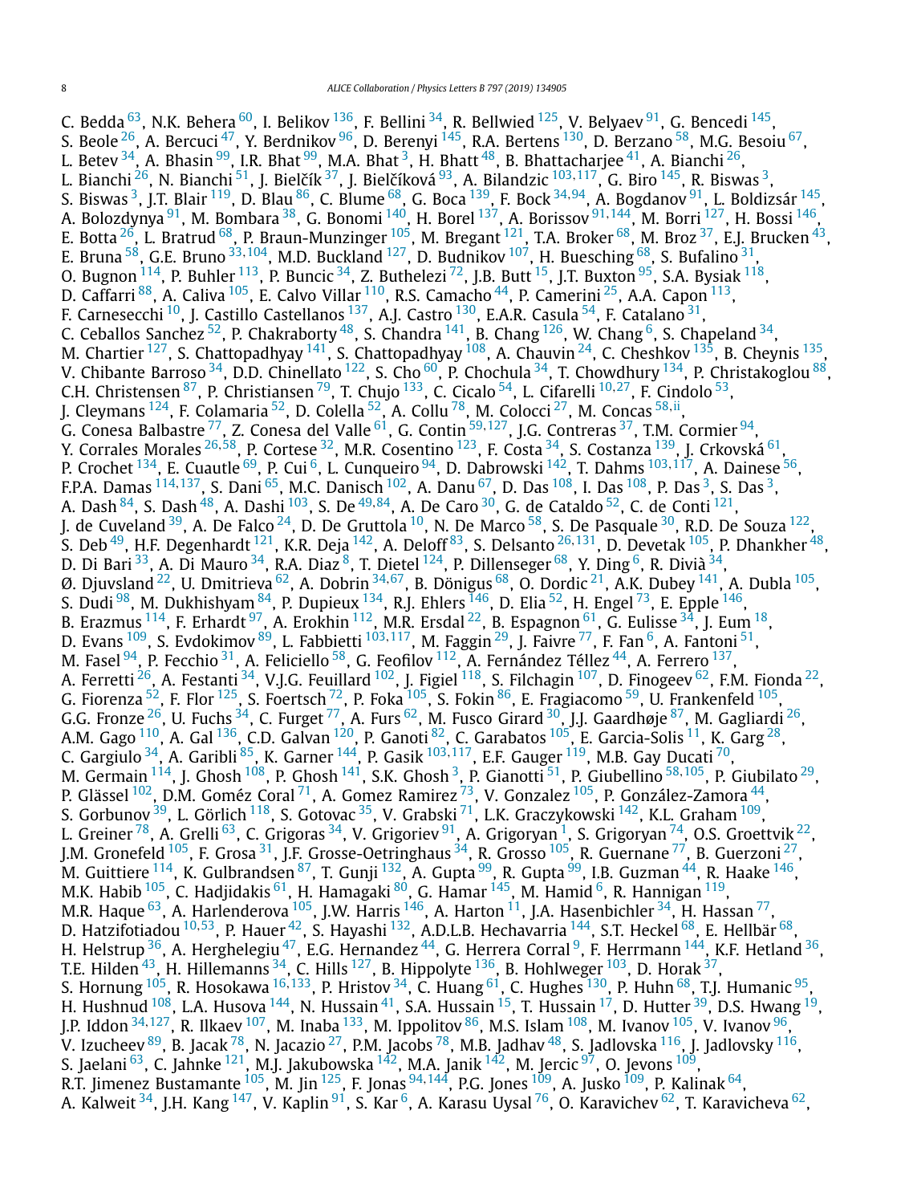C. Bedda [63], N.K. Behera [60], I. Belikov [136], F. Bellini [34], R. Bellwied [125], V. Belyaev [91], G. Bencedi [145], S. Beole [26], A. Bercuci [47], Y. Berdnikov [96], D. Berenyi [145], R.A. Bertens [130], D. Berzano [58], M.G. Besoiu [67], L. Betev [34], A. Bhasin [99], I.R. Bhat [99], M.A. Bhat [3], H. Bhatt [48], B. Bhattacharjee [41], A. Bianchi [26], L. Bianchi [26], N. Bianchi [51], J. Bielčík [37], J. Bielčíková [93], A. Bilandzic [103,117], G. Biro [145], R. Biswas [3], S. Biswas [3], J.T. Blair [119], D. Blau [86], C. Blume [68], G. Boca [139], F. Bock [34,94], A. Bogdanov [91], L. Boldizsár [145], A. Bolozdynya [91], M. Bombara [38], G. Bonomi [140], H. Borel [137], A. Borissov [91,144], M. Borri [127], H. Bossi [146], E. Botta [26], L. Bratrud [68], P. Braun-Munzinger [105], M. Bregant [121], T.A. Broker [68], M. Broz [37], E.J. Brucken [43], E. Bruna [58], G.E. Bruno [33,104], M.D. Buckland [127], D. Budnikov [107], H. Buesching [68], S. Bufalino [31], O. Bugnon [114], P. Buhler [113], P. Buncic [34], Z. Buthelezi [72], J.B. Butt [15], J.T. Buxton [95], S.A. Bysiak [118], D. Caffarri [88], A. Caliva [105], E. Calvo Villar [110], R.S. Camacho [44], P. Camerini [25], A.A. Capon [113], F. Carnesecchi [10], J. Castillo Castellanos [137], A.J. Castro [130], E.A.R. Casula [54], F. Catalano [31], C. Ceballos Sanchez [52], P. Chakraborty [48], S. Chandra [141], B. Chang [126], W. Chang [6], S. Chapeland [34], M. Chartier [127], S. Chattopadhyay [141], S. Chattopadhyay [108], A. Chauvin [24], C. Cheshkov [135], B. Cheynis [135], V. Chibante Barroso [34], D.D. Chinellato [122], S. Cho [60], P. Chochula [34], T. Chowdhury [134], P. Christakoglou [88], C.H. Christensen [87], P. Christiansen [79], T. Chujo [133], C. Cicalo [54], L. Cifarelli [10,27], F. Cindolo [53], J. Cleymans [124], F. Colamaria [52], D. Colella [52], A. Collu [78], M. Colocci [27], M. Concas [58,ii], G. Conesa Balbastre [77], Z. Conesa del Valle [61], G. Contin [59,127], J.G. Contreras [37], T.M. Cormier [94], Y. Corrales Morales [26,58], P. Cortese [32], M.R. Cosentino [123], F. Costa [34], S. Costanza [139], J. Crkovská [61], P. Crochet [134], E. Cuautle [69], P. Cui [6], L. Cunqueiro [94], D. Dabrowski [142], T. Dahms [103,117], A. Dainese [56], F.P.A. Damas [114,137], S. Dani [65], M.C. Danisch [102], A. Danu [67], D. Das [108], I. Das [108], P. Das [3], S. Das [3], A. Dash [84], S. Dash [48], A. Dashi [103], S. De [49,84], A. De Caro [30], G. de Cataldo [52], C. de Conti [121], J. de Cuveland [39], A. De Falco [24], D. De Gruttola [10], N. De Marco [58], S. De Pasquale [30], R.D. De Souza [122], S. Deb [49], H.F. Degenhardt [121], K.R. Deja [142], A. Deloff [83], S. Delsanto [26,131], D. Devetak [105], P. Dhankher [48], D. Di Bari [33], A. Di Mauro [34], R.A. Diaz [8], T. Dietel [124], P. Dillenseger [68], Y. Ding [6], R. Divià [34], Ø. Djuvsland [22], U. Dmitrieva [62], A. Dobrin [34,67], B. Dönigus [68], O. Dordic [21], A.K. Dubey [141], A. Dubla [105], S. Dudi [98], M. Dukhishyam [84], P. Dupieux [134], R.J. Ehlers [146], D. Elia [52], H. Engel [73], E. Epple [146], B. Erazmus [114], F. Erhardt [97], A. Erokhin [112], M.R. Ersdal [22], B. Espagnon [61], G. Eulisse [34], J. Eum [18], D. Evans [109], S. Evdokimov [89], L. Fabbietti [103,117], M. Faggin [29], J. Faivre [77], F. Fan [6], A. Fantoni [51], M. Fasel [94], P. Fecchio [31], A. Feliciello [58], G. Feofilov [112], A. Fernández Téllez [44], A. Ferrero [137], A. Ferretti [26], A. Festanti [34], V.J.G. Feuillard [102], J. Figiel [118], S. Filchagin [107], D. Finogeev [62], F.M. Fionda [22], G. Fiorenza [52], F. Flor [125], S. Foertsch [72], P. Foka [105], S. Fokin [86], E. Fragiacomo [59], U. Frankenfeld [105], G.G. Fronze [26], U. Fuchs [34], C. Furget [77], A. Furs [62], M. Fusco Girard [30], J.J. Gaardhøje [87], M. Gagliardi [26], A.M. Gago [110], A. Gal [136], C.D. Galvan [120], P. Ganoti [82], C. Garabatos [105], E. Garcia-Solis [11], K. Garg [28], C. Gargiulo [34], A. Garibli [85], K. Garner [144], P. Gasik [103,117], E.F. Gauger [119], M.B. Gay Ducati [70], M. Germain [114], J. Ghosh [108], P. Ghosh [141], S.K. Ghosh [3], P. Gianotti [51], P. Giubellino [58,105], P. Giubilato [29], P. Glässel [102], D.M. Goméz Coral [71], A. Gomez Ramirez [73], V. Gonzalez [105], P. González-Zamora [44], S. Gorbunov [39], L. Görlich [118], S. Gotovac [35], V. Grabski [71], L.K. Graczykowski [142], K.L. Graham [109], L. Greiner [78], A. Grelli [63], C. Grigoras [34], V. Grigoriev [91], A. Grigoryan [1], S. Grigoryan [74], O.S. Groettvik [22], J.M. Gronefeld [105], F. Grosa [31], J.F. Grosse-Oetringhaus [34], R. Grosso [105], R. Guernane [77], B. Guerzoni [27], M. Guittiere [114], K. Gulbrandsen [87], T. Gunji [132], A. Gupta [99], R. Gupta [99], I.B. Guzman [44], R. Haake [146], M.K. Habib [105], C. Hadjidakis [61], H. Hamagaki [80], G. Hamar [145], M. Hamid [6], R. Hannigan [119], M.R. Haque [63], A. Harlenderova [105], J.W. Harris [146], A. Harton [11], J.A. Hasenbichler [34], H. Hassan [77], D. Hatzifotiadou [10,53], P. Hauer [42], S. Hayashi [132], A.D.L.B. Hechavarria [144], S.T. Heckel [68], E. Hellbär [68], H. Helstrup [36], A. Herghelegiu [47], E.G. Hernandez [44], G. Herrera Corral [9], F. Herrmann [144], K.F. Hetland [36], T.E. Hilden [43], H. Hillemanns [34], C. Hills [127], B. Hippolyte [136], B. Hohlweger [103], D. Horak [37], S. Hornung [105], R. Hosokawa [16,133], P. Hristov [34], C. Huang [61], C. Hughes [130], P. Huhn [68], T.J. Humanic [95], H. Hushnud [108], L.A. Husova [144], N. Hussain [41], S.A. Hussain [15], T. Hussain [17], D. Hutter [39], D.S. Hwang [19], J.P. Iddon [34,127], R. Ilkaev [107], M. Inaba [133], M. Ippolitov [86], M.S. Islam [108], M. Ivanov [105], V. Ivanov [96], V. Izucheev [89], B. Jacak [78], N. Jacazio [27], P.M. Jacobs [78], M.B. Jadhav [48], S. Jadlovska [116], J. Jadlovsky [116], S. Jaelani [63], C. Jahnke [121], M.J. Jakubowska [142], M.A. Janik [142], M. Jercic [97], O. Jevons [109], R.T. Jimenez Bustamante [105], M. Jin [125], F. Jonas [94,144], P.G. Jones [109], A. Jusko [109], P. Kalinak [64], A. Kalweit [34], J.H. Kang [147], V. Kaplin [91], S. Kar [6], A. Karasu Uysal [76], O. Karavichev [62], T. Karavicheva [62],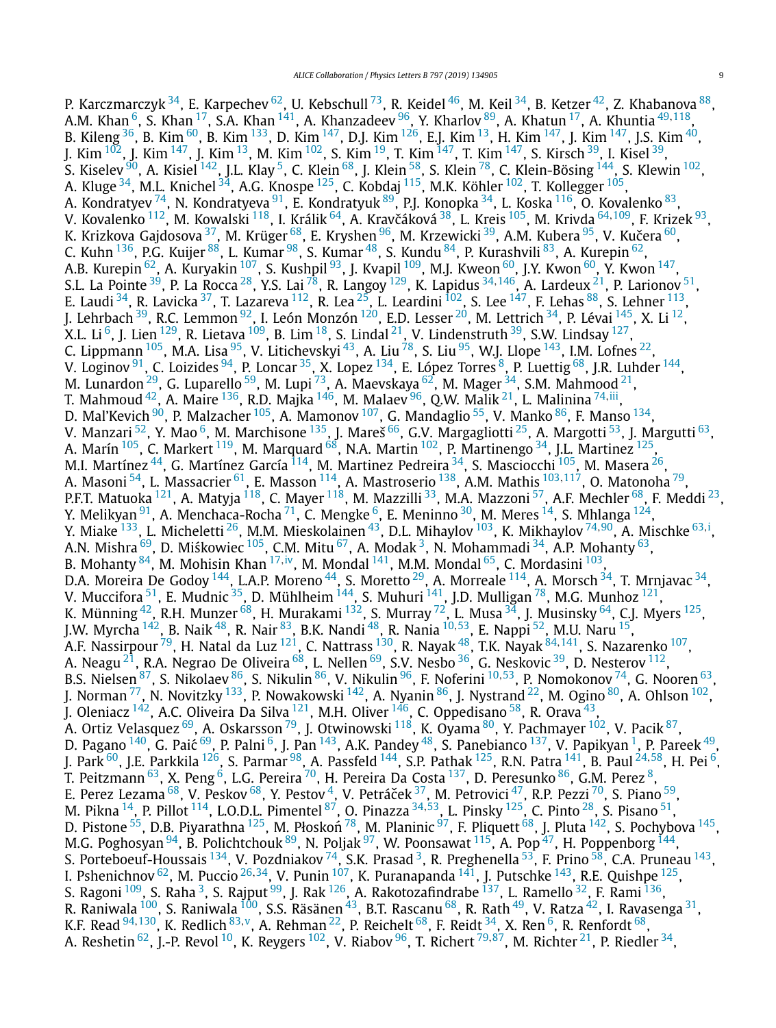P. Karczmarczyk [34], E. Karpechev [62], U. Kebschull [73], R. Keidel [46], M. Keil [34], B. Ketzer [42], Z. Khabanova [88], A.M. Khan [6], S. Khan [17], S.A. Khan [141], A. Khanzadeev [96], Y. Kharlov [89], A. Khatun [17], A. Khuntia [49,118], B. Kileng [36], B. Kim [60], B. Kim [133], D. Kim [147], D.J. Kim [126], E.J. Kim [13], H. Kim [147], J. Kim [147], J.S. Kim [40], J. Kim [102], J. Kim [147], J. Kim [13], M. Kim [102], S. Kim [19], T. Kim [147], T. Kim [147], S. Kirsch [39], I. Kisel [39], S. Kiselev [90], A. Kisiel [142], J.L. Klay [5], C. Klein [68], J. Klein [58], S. Klein [78], C. Klein-Bösing [144], S. Klewin [102], A. Kluge [34], M.L. Knichel [34], A.G. Knospe [125], C. Kobdaj [115], M.K. Köhler [102], T. Kollegger [105], A. Kondratyev [74], N. Kondratyeva [91], E. Kondratyuk [89], P.J. Konopka [34], L. Koska [116], O. Kovalenko [83], V. Kovalenko [112], M. Kowalski [118], I. Králik [64], A. Kravčáková [38], L. Kreis [105], M. Krivda [64,109], F. Krizek [93], K. Krizkova Gajdosova [37], M. Krüger [68], E. Kryshen [96], M. Krzewicki [39], A.M. Kubera [95], V. Kučera [60], C. Kuhn [136], P.G. Kuijer [88], L. Kumar [98], S. Kumar [48], S. Kundu [84], P. Kurashvili [83], A. Kurepin [62], A.B. Kurepin [62], A. Kuryakin [107], S. Kushpil [93], J. Kvapil [109], M.J. Kweon [60], J.Y. Kwon [60], Y. Kwon [147], S.L. La Pointe [39], P. La Rocca [28], Y.S. Lai [78], R. Langoy [129], K. Lapidus [34,146], A. Lardeux [21], P. Larionov [51], E. Laudi [34], R. Lavicka [37], T. Lazareva [112], R. Lea [25], L. Leardini [102], S. Lee [147], F. Lehas [88], S. Lehner [113], J. Lehrbach [39], R.C. Lemmon [92], I. León Monzón [120], E.D. Lesser [20], M. Lettrich [34], P. Lévai [145], X. Li [12], X.L. Li [6], J. Lien [129], R. Lietava [109], B. Lim [18], S. Lindal [21], V. Lindenstruth [39], S.W. Lindsay [127], C. Lippmann [105], M.A. Lisa [95], V. Litichevskyi [43], A. Liu [78], S. Liu [95], W.J. Llope [143], I.M. Lofnes [22], V. Loginov [91], C. Loizides [94], P. Loncar [35], X. Lopez [134], E. López Torres [8], P. Luettig [68], J.R. Luhder [144], M. Lunardon [29], G. Luparello [59], M. Lupi [73], A. Maevskaya [62], M. Mager [34], S.M. Mahmood [21], T. Mahmoud [42], A. Maire [136], R.D. Majka [146], M. Malaev [96], Q.W. Malik [21], L. Malinina [74,iii], D. Mal'Kevich [90], P. Malzacher [105], A. Mamonov [107], G. Mandaglio [55], V. Manko [86], F. Manso [134], V. Manzari [52], Y. Mao [6], M. Marchisone [135], J. Mareš [66], G.V. Margagliotti [25], A. Margotti [53], J. Margutti [63], A. Marín [105], C. Markert [119], M. Marquard [68], N.A. Martin [102], P. Martinengo [34], J.L. Martinez [125], M.I. Martínez [44], G. Martínez García [114], M. Martinez Pedreira [34], S. Masciocchi [105], M. Masera [26], A. Masoni [54], L. Massacrier [61], E. Masson [114], A. Mastroserio [138], A.M. Mathis [103,117], O. Matonoha [79], P.F.T. Matuoka [121], A. Matyja [118], C. Mayer [118], M. Mazzilli [33], M.A. Mazzoni [57], A.F. Mechler [68], F. Meddi [23], Y. Melikyan [91], A. Menchaca-Rocha [71], C. Mengke [6], E. Meninno [30], M. Meres [14], S. Mhlanga [124], Y. Miake [133], L. Micheletti [26], M.M. Mieskolainen [43], D.L. Mihaylov [103], K. Mikhaylov [74,90], A. Mischke [63,i], A.N. Mishra [69], D. Miśkowiec [105], C.M. Mitu [67], A. Modak [3], N. Mohammadi [34], A.P. Mohanty [63], B. Mohanty [84], M. Mohisin Khan [17,iv], M. Mondal [141], M.M. Mondal [65], C. Mordasini [103], D.A. Moreira De Godoy [144], L.A.P. Moreno [44], S. Moretto [29], A. Morreale [114], A. Morsch [34], T. Mrnjavac [34], V. Muccifora [51], E. Mudnic [35], D. Mühlheim [144], S. Muhuri [141], J.D. Mulligan [78], M.G. Munhoz [121], K. Münning [42], R.H. Munzer [68], H. Murakami [132], S. Murray [72], L. Musa [34], J. Musinsky [64], C.J. Myers [125], J.W. Myrcha [142], B. Naik [48], R. Nair [83], B.K. Nandi [48], R. Nania [10,53], E. Nappi [52], M.U. Naru [15], A.F. Nassirpour [79], H. Natal da Luz [121], C. Nattrass [130], R. Nayak [48], T.K. Nayak [84,141], S. Nazarenko [107], A. Neagu [21], R.A. Negrao De Oliveira [68], L. Nellen [69], S.V. Nesbo [36], G. Neskovic [39], D. Nesterov [112], B.S. Nielsen [87], S. Nikolaev [86], S. Nikulin [86], V. Nikulin [96], F. Noferini [10,53], P. Nomokonov [74], G. Nooren [63], J. Norman [77], N. Novitzky [133], P. Nowakowski [142], A. Nyanin [86], J. Nystrand [22], M. Ogino [80], A. Ohlson [102], J. Oleniacz [142], A.C. Oliveira Da Silva [121], M.H. Oliver [146], C. Oppedisano [58], R. Orava [43], A. Ortiz Velasquez [69], A. Oskarsson [79], J. Otwinowski [118], K. Oyama [80], Y. Pachmayer [102], V. Pacik [87], D. Pagano [140], G. Paić [69], P. Palni [6], J. Pan [143], A.K. Pandey [48], S. Panebianco [137], V. Papikyan [1], P. Pareek [49], J. Park [60], J.E. Parkkila [126], S. Parmar [98], A. Passfeld [144], S.P. Pathak [125], R.N. Patra [141], B. Paul [24,58], H. Pei [6], T. Peitzmann [63], X. Peng [6], L.G. Pereira [70], H. Pereira Da Costa [137], D. Peresunko [86], G.M. Perez [8], E. Perez Lezama [68], V. Peskov [68], Y. Pestov [4], V. Petráček [37], M. Petrovici [47], R.P. Pezzi [70], S. Piano [59], M. Pikna [14], P. Pillot [114], L.O.D.L. Pimentel [87], O. Pinazza [34,53], L. Pinsky [125], C. Pinto [28], S. Pisano [51], D. Pistone [55], D.B. Piyarathna [125], M. Płoskoń [78], M. Planinic [97], F. Pliquett [68], J. Pluta [142], S. Pochybova [145], M.G. Poghosyan [94], B. Polichtchouk [89], N. Poljak [97], W. Poonsawat [115], A. Pop [47], H. Poppenborg [144], S. Porteboeuf-Houssais [134], V. Pozdniakov [74], S.K. Prasad [3], R. Preghenella [53], F. Prino [58], C.A. Pruneau [143], I. Pshenichnov [62], M. Puccio [26,34], V. Punin [107], K. Puranapanda [141], J. Putschke [143], R.E. Quishpe [125], S. Ragoni [109], S. Raha [3], S. Rajput [99], J. Rak [126], A. Rakotozafindrabe [137], L. Ramello [32], F. Rami [136], R. Raniwala [100], S. Raniwala [100], S.S. Räsänen [43], B.T. Rascanu [68], R. Rath [49], V. Ratza [42], I. Ravasenga [31], K.F. Read [94,130], K. Redlich [83,v], A. Rehman [22], P. Reichelt [68], F. Reidt [34], X. Ren [6], R. Renfordt [68], A. Reshetin [62], J.-P. Revol [10], K. Reygers [102], V. Riabov [96], T. Richert [79,87], M. Richter [21], P. Riedler [34],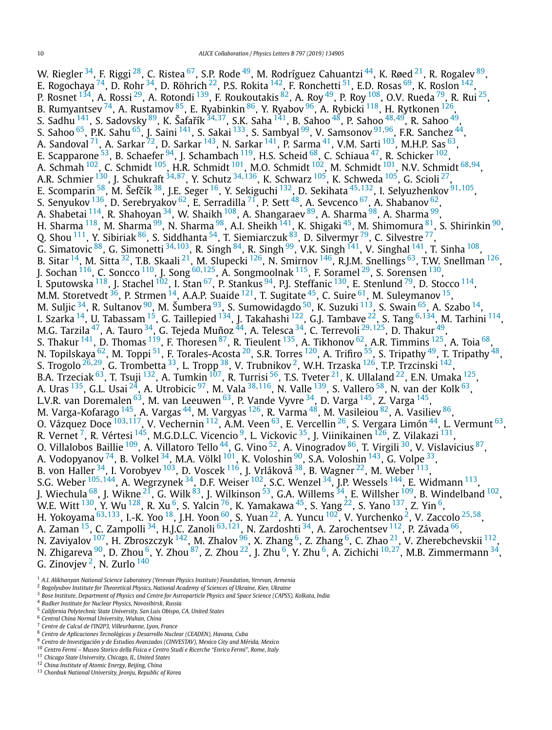W. Riegler [34], F. Riggi [28], C. Ristea [67], S.P. Rode [49], M. Rodríguez Cahuantzi [44], K. Røed [21], R. Rogalev [89], E. Rogochaya [74], D. Rohr [34], D. Röhrich [22], P.S. Rokita [142], F. Ronchetti [51], E.D. Rosas [69], K. Roslon [142], P. Rosnet [134], A. Rossi [29], A. Rotondi [139], F. Roukoutakis [82], A. Roy [49], P. Roy [108], O.V. Rueda [79], R. Rui [25], B. Rumyantsev [74], A. Rustamov [85], E. Ryabinkin [86], Y. Ryabov [96], A. Rybicki [118], H. Rytkonen [126], S. Sadhu [141], S. Sadovsky [89], K. Šafařík [34,37], S.K. Saha [141], B. Sahoo [48], P. Sahoo [48,49], R. Sahoo [49], S. Sahoo [65], P.K. Sahu [65], J. Saini [141], S. Sakai [133], S. Sambyal [99], V. Samsonov [91,96], F.R. Sanchez [44], A. Sandoval [71], A. Sarkar [72], D. Sarkar [143], N. Sarkar [141], P. Sarma [41], V.M. Sarti [103], M.H.P. Sas [63], E. Scapparone [53], B. Schaefer [94], J. Schambach [119], H.S. Scheid [68], C. Schiaua [47], R. Schicker [102], A. Schmah [102], C. Schmidt [105], H.R. Schmidt [101], M.O. Schmidt [102], M. Schmidt [101], N.V. Schmidt [68,94], A.R. Schmier [130], J. Schukraft [34,87], Y. Schutz [34,136], K. Schwarz [105], K. Schweda [105], G. Scioli [27], E. Scomparin [58], M. Šefčík [38], J.E. Seger [16], Y. Sekiguchi [132], D. Sekihata [45,132], I. Selyuzhenkov [91,105], S. Senyukov [136], D. Serebryakov [62], E. Serradilla [71], P. Sett [48], A. Sevcenco [67], A. Shabanov [62], A. Shabetai [114], R. Shahoyan [34], W. Shaikh [108], A. Shangaraev [89], A. Sharma [98], A. Sharma [99], H. Sharma [118], M. Sharma [99], N. Sharma [98], A.I. Sheikh [141], K. Shigaki [45], M. Shimomura [81], S. Shirinkin [90], Q. Shou [111], Y. Sibiriak [86], S. Siddhanta [54], T. Siemiarczuk [83], D. Silvermyr [79], C. Silvestre [77], G. Simatovic [88], G. Simonetti [34,103], R. Singh [84], R. Singh [99], V.K. Singh [141], V. Singhal [141], T. Sinha [108], B. Sitar [14], M. Sitta [32], T.B. Skaali [21], M. Slupecki [126], N. Smirnov [146], R.J.M. Snellings [63], T.W. Snellman [126], J. Sochan [116], C. Soncco [110], J. Song [60,125], A. Songmoolnak [115], F. Soramel [29], S. Sorensen [130], I. Sputowska [118], J. Stachel [102], I. Stan [67], P. Stankus [94], P.J. Steffanic [130], E. Stenlund [79], D. Stocco [114], M.M. Storetvedt [36], P. Strmen [14], A.A.P. Suaide [121], T. Sugitate [45], C. Suire [61], M. Suleymanov [15], M. Suljic [34], R. Sultanov [90], M. Šumbera [93], S. Sumowidagdo [50], K. Suzuki [113], S. Swain [65], A. Szabo [14], I. Szarka [14], U. Tabassam [15], G. Taillepied [134], J. Takahashi [122], G.J. Tambave [22], S. Tang [6,134], M. Tarhini [114], M.G. Tarzila [47], A. Tauro [34], G. Tejeda Muñoz [44], A. Telesca [34], C. Terrevoli [29,125], D. Thakur [49], S. Thakur [141], D. Thomas [119], F. Thoresen [87], R. Tieulent [135], A. Tikhonov [62], A.R. Timmins [125], A. Toia [68], N. Topilskaya [62], M. Toppi [51], F. Torales-Acosta [20], S.R. Torres [120], A. Trifiro [55], S. Tripathy [49], T. Tripathy [48], S. Trogolo [26,29], G. Trombetta [33], L. Tropp [38], V. Trubnikov [2], W.H. Trzaska [126], T.P. Trzcinski [142], B.A. Trzeciak [63], T. Tsuji [132], A. Tumkin [107], R. Turrisi [56], T.S. Tveter [21], K. Ullaland [22], E.N. Umaka [125], A. Uras [135], G.L. Usai [24], A. Utrobicic [97], M. Vala [38,116], N. Valle [139], S. Vallero [58], N. van der Kolk [63], L.V.R. van Doremalen [63], M. van Leeuwen [63], P. Vande Vyvre [34], D. Varga [145], Z. Varga [145], M. Varga-Kofarago [145], A. Vargas [44], M. Vargyas [126], R. Varma [48], M. Vasileiou [82], A. Vasiliev [86], O. Vázquez Doce [103,117], V. Vechernin [112], A.M. Veen [63], E. Vercellin [26], S. Vergara Limón [44], L. Vermunt [63], R. Vernet [7], R. Vértesi [145], M.G.D.L.C. Vicencio [9], L. Vickovic [35], J. Viinikainen [126], Z. Vilakazi [131], O. Villalobos Baillie [109], A. Villatoro Tello [44], G. Vino [52], A. Vinogradov [86], T. Virgili [30], V. Vislavicius [87], A. Vodopyanov [74], B. Volkel [34], M.A. Völkl [101], K. Voloshin [90], S.A. Voloshin [143], G. Volpe [33], B. von Haller [34], I. Vorobyev [103], D. Voscek [116], J. Vrláková [38], B. Wagner [22], M. Weber [113], S.G. Weber [105,144], A. Wegrzynek [34], D.F. Weiser [102], S.C. Wenzel [34], J.P. Wessels [144], E. Widmann [113], J. Wiechula [68], J. Wikne [21], G. Wilk [83], J. Wilkinson [53], G.A. Willems [34], E. Willsher [109], B. Windelband [102], W.E. Witt [130], Y. Wu [128], R. Xu [6], S. Yalcin [76], K. Yamakawa [45], S. Yang [22], S. Yano [137], Z. Yin [6], H. Yokoyama [63,133], I.-K. Yoo [18], J.H. Yoon [60], S. Yuan [22], A. Yuncu [102], V. Yurchenko [2], V. Zaccolo [25,58], A. Zaman [15], C. Zampolli [34], H.J.C. Zanoli [63,121], N. Zardoshti [34], A. Zarochentsev [112], P. Závada [66], N. Zaviyalov [107], H. Zbroszczyk [142], M. Zhalov [96], X. Zhang [6], Z. Zhang [6], C. Zhao [21], V. Zherebchevskii [112], N. Zhigareva [90], D. Zhou [6], Y. Zhou [87], Z. Zhou [22], J. Zhu [6], Y. Zhu [6], A. Zichichi [10,27], M.B. Zimmermann [34], G. Zinovjev [2], N. Zurlo [140]

[1] *A.I. Alikhanyan National Science Laboratory (Yerevan Physics Institute) Foundation, Yerevan, Armenia*
[2] *Bogolyubov Institute for Theoretical Physics, National Academy of Sciences of Ukraine, Kiev, Ukraine*
[3] *Bose Institute, Department of Physics and Centre for Astroparticle Physics and Space Science (CAPSS), Kolkata, India*
[4] *Budker Institute for Nuclear Physics, Novosibirsk, Russia*
[5] *California Polytechnic State University, San Luis Obispo, CA, United States*
[6] *Central China Normal University, Wuhan, China*
[7] *Centre de Calcul de l'IN2P3, Villeurbanne, Lyon, France*
[8] *Centro de Aplicaciones Tecnológicas y Desarrollo Nuclear (CEADEN), Havana, Cuba*
[9] *Centro de Investigación y de Estudios Avanzados (CINVESTAV), Mexico City and Mérida, Mexico*
[10] *Centro Fermi – Museo Storico della Fisica e Centro Studi e Ricerche "Enrico Fermi", Rome, Italy*
[11] *Chicago State University, Chicago, IL, United States*
[12] *China Institute of Atomic Energy, Beijing, China*
[13] *Chonbuk National University, Jeonju, Republic of Korea*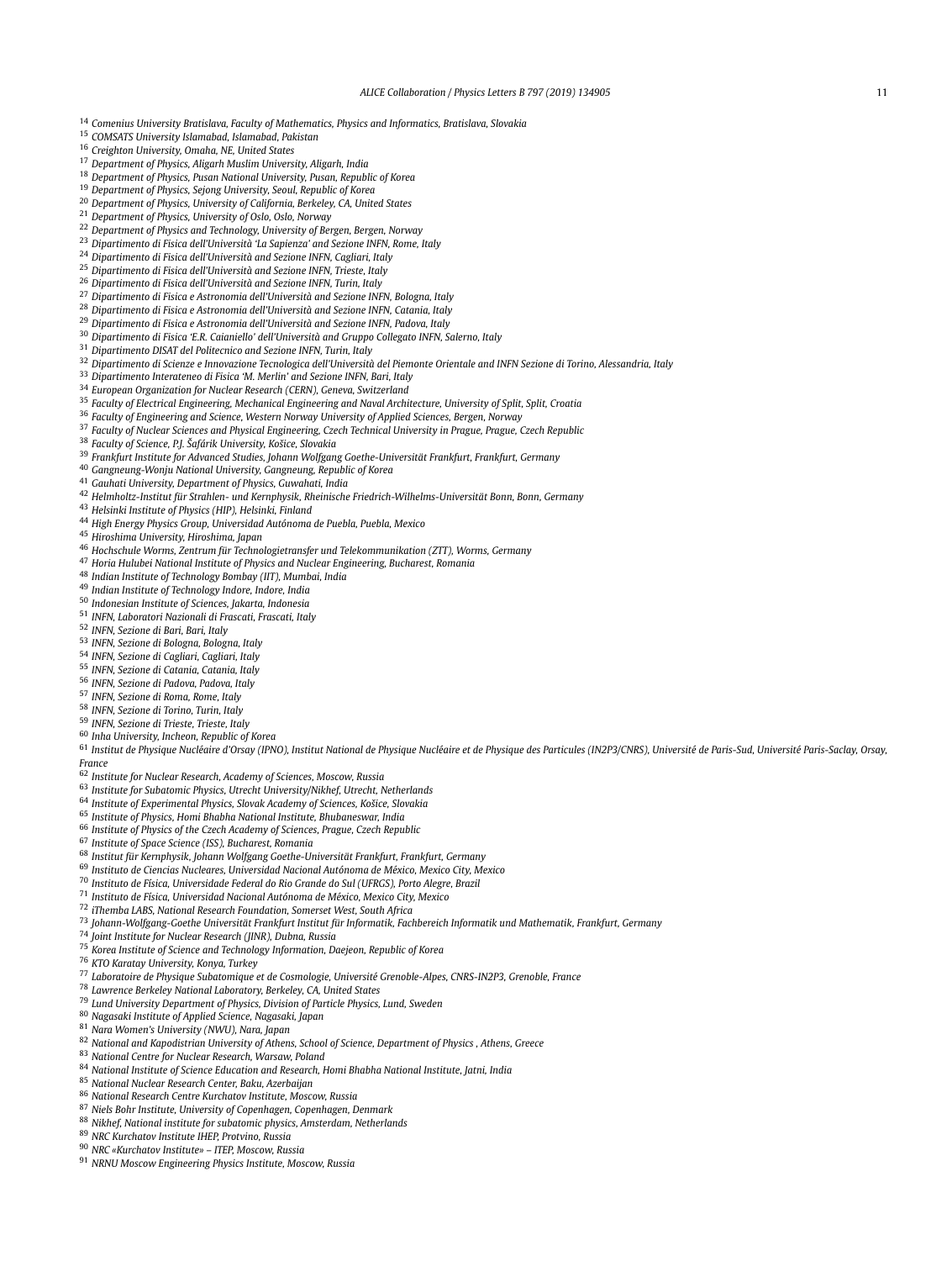[14] Comenius University Bratislava, Faculty of Mathematics, Physics and Informatics, Bratislava, Slovakia
[15] COMSATS University Islamabad, Islamabad, Pakistan
[16] Creighton University, Omaha, NE, United States
[17] Department of Physics, Aligarh Muslim University, Aligarh, India
[18] Department of Physics, Pusan National University, Pusan, Republic of Korea
[19] Department of Physics, Sejong University, Seoul, Republic of Korea
[20] Department of Physics, University of California, Berkeley, CA, United States
[21] Department of Physics, University of Oslo, Oslo, Norway
[22] Department of Physics and Technology, University of Bergen, Bergen, Norway
[23] Dipartimento di Fisica dell'Università 'La Sapienza' and Sezione INFN, Rome, Italy
[24] Dipartimento di Fisica dell'Università and Sezione INFN, Cagliari, Italy
[25] Dipartimento di Fisica dell'Università and Sezione INFN, Trieste, Italy
[26] Dipartimento di Fisica dell'Università and Sezione INFN, Turin, Italy
[27] Dipartimento di Fisica e Astronomia dell'Università and Sezione INFN, Bologna, Italy
[28] Dipartimento di Fisica e Astronomia dell'Università and Sezione INFN, Catania, Italy
[29] Dipartimento di Fisica e Astronomia dell'Università and Sezione INFN, Padova, Italy
[30] Dipartimento di Fisica 'E.R. Caianiello' dell'Università and Gruppo Collegato INFN, Salerno, Italy
[31] Dipartimento DISAT del Politecnico and Sezione INFN, Turin, Italy
[32] Dipartimento di Scienze e Innovazione Tecnologica dell'Università del Piemonte Orientale and INFN Sezione di Torino, Alessandria, Italy
[33] Dipartimento Interateneo di Fisica 'M. Merlin' and Sezione INFN, Bari, Italy
[34] European Organization for Nuclear Research (CERN), Geneva, Switzerland
[35] Faculty of Electrical Engineering, Mechanical Engineering and Naval Architecture, University of Split, Split, Croatia
[36] Faculty of Engineering and Science, Western Norway University of Applied Sciences, Bergen, Norway
[37] Faculty of Nuclear Sciences and Physical Engineering, Czech Technical University in Prague, Prague, Czech Republic
[38] Faculty of Science, P.J. Šafárik University, Košice, Slovakia
[39] Frankfurt Institute for Advanced Studies, Johann Wolfgang Goethe-Universität Frankfurt, Frankfurt, Germany
[40] Gangneung-Wonju National University, Gangneung, Republic of Korea
[41] Gauhati University, Department of Physics, Guwahati, India
[42] Helmholtz-Institut für Strahlen- und Kernphysik, Rheinische Friedrich-Wilhelms-Universität Bonn, Bonn, Germany
[43] Helsinki Institute of Physics (HIP), Helsinki, Finland
[44] High Energy Physics Group, Universidad Autónoma de Puebla, Puebla, Mexico
[45] Hiroshima University, Hiroshima, Japan
[46] Hochschule Worms, Zentrum für Technologietransfer und Telekommunikation (ZTT), Worms, Germany
[47] Horia Hulubei National Institute of Physics and Nuclear Engineering, Bucharest, Romania
[48] Indian Institute of Technology Bombay (IIT), Mumbai, India
[49] Indian Institute of Technology Indore, Indore, India
[50] Indonesian Institute of Sciences, Jakarta, Indonesia
[51] INFN, Laboratori Nazionali di Frascati, Frascati, Italy
[52] INFN, Sezione di Bari, Bari, Italy
[53] INFN, Sezione di Bologna, Bologna, Italy
[54] INFN, Sezione di Cagliari, Cagliari, Italy
[55] INFN, Sezione di Catania, Catania, Italy
[56] INFN, Sezione di Padova, Padova, Italy
[57] INFN, Sezione di Roma, Rome, Italy
[58] INFN, Sezione di Torino, Turin, Italy
[59] INFN, Sezione di Trieste, Trieste, Italy
[60] Inha University, Incheon, Republic of Korea
[61] Institut de Physique Nucléaire d'Orsay (IPNO), Institut National de Physique Nucléaire et de Physique des Particules (IN2P3/CNRS), Université de Paris-Sud, Université Paris-Saclay, Orsay, France
[62] Institute for Nuclear Research, Academy of Sciences, Moscow, Russia
[63] Institute for Subatomic Physics, Utrecht University/Nikhef, Utrecht, Netherlands
[64] Institute of Experimental Physics, Slovak Academy of Sciences, Košice, Slovakia
[65] Institute of Physics, Homi Bhabha National Institute, Bhubaneswar, India
[66] Institute of Physics of the Czech Academy of Sciences, Prague, Czech Republic
[67] Institute of Space Science (ISS), Bucharest, Romania
[68] Institut für Kernphysik, Johann Wolfgang Goethe-Universität Frankfurt, Frankfurt, Germany
[69] Instituto de Ciencias Nucleares, Universidad Nacional Autónoma de México, Mexico City, Mexico
[70] Instituto de Física, Universidade Federal do Rio Grande do Sul (UFRGS), Porto Alegre, Brazil
[71] Instituto de Física, Universidad Nacional Autónoma de México, Mexico City, Mexico
[72] iThemba LABS, National Research Foundation, Somerset West, South Africa
[73] Johann-Wolfgang-Goethe Universität Frankfurt Institut für Informatik, Fachbereich Informatik und Mathematik, Frankfurt, Germany
[74] Joint Institute for Nuclear Research (JINR), Dubna, Russia
[75] Korea Institute of Science and Technology Information, Daejeon, Republic of Korea
[76] KTO Karatay University, Konya, Turkey
[77] Laboratoire de Physique Subatomique et de Cosmologie, Université Grenoble-Alpes, CNRS-IN2P3, Grenoble, France
[78] Lawrence Berkeley National Laboratory, Berkeley, CA, United States
[79] Lund University Department of Physics, Division of Particle Physics, Lund, Sweden
[80] Nagasaki Institute of Applied Science, Nagasaki, Japan
[81] Nara Women's University (NWU), Nara, Japan
[82] National and Kapodistrian University of Athens, School of Science, Department of Physics , Athens, Greece
[83] National Centre for Nuclear Research, Warsaw, Poland
[84] National Institute of Science Education and Research, Homi Bhabha National Institute, Jatni, India
[85] National Nuclear Research Center, Baku, Azerbaijan
[86] National Research Centre Kurchatov Institute, Moscow, Russia
[87] Niels Bohr Institute, University of Copenhagen, Copenhagen, Denmark
[88] Nikhef, National institute for subatomic physics, Amsterdam, Netherlands
[89] NRC Kurchatov Institute IHEP, Protvino, Russia
[90] NRC «Kurchatov Institute» – ITEP, Moscow, Russia
[91] NRNU Moscow Engineering Physics Institute, Moscow, Russia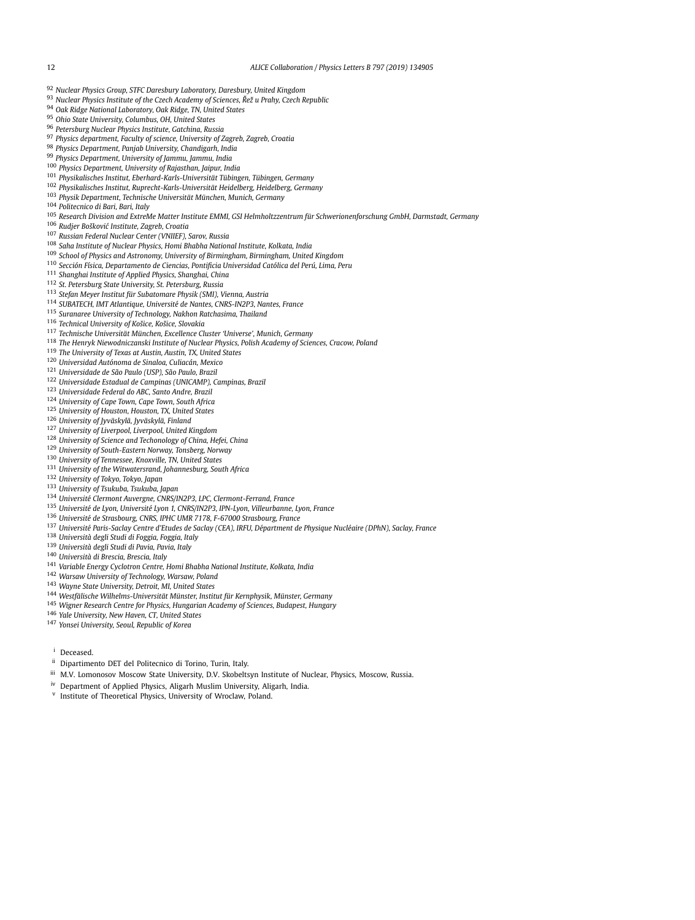[92] Nuclear Physics Group, STFC Daresbury Laboratory, Daresbury, United Kingdom
[93] Nuclear Physics Institute of the Czech Academy of Sciences, Řež u Prahy, Czech Republic
[94] Oak Ridge National Laboratory, Oak Ridge, TN, United States
[95] Ohio State University, Columbus, OH, United States
[96] Petersburg Nuclear Physics Institute, Gatchina, Russia
[97] Physics department, Faculty of science, University of Zagreb, Zagreb, Croatia
[98] Physics Department, Panjab University, Chandigarh, India
[99] Physics Department, University of Jammu, Jammu, India
[100] Physics Department, University of Rajasthan, Jaipur, India
[101] Physikalisches Institut, Eberhard-Karls-Universität Tübingen, Tübingen, Germany
[102] Physikalisches Institut, Ruprecht-Karls-Universität Heidelberg, Heidelberg, Germany
[103] Physik Department, Technische Universität München, Munich, Germany
[104] Politecnico di Bari, Bari, Italy
[105] Research Division and ExtreMe Matter Institute EMMI, GSI Helmholtzzentrum für Schwerionenforschung GmbH, Darmstadt, Germany
[106] Rudjer Bošković Institute, Zagreb, Croatia
[107] Russian Federal Nuclear Center (VNIIEF), Sarov, Russia
[108] Saha Institute of Nuclear Physics, Homi Bhabha National Institute, Kolkata, India
[109] School of Physics and Astronomy, University of Birmingham, Birmingham, United Kingdom
[110] Sección Física, Departamento de Ciencias, Pontificia Universidad Católica del Perú, Lima, Peru
[111] Shanghai Institute of Applied Physics, Shanghai, China
[112] St. Petersburg State University, St. Petersburg, Russia
[113] Stefan Meyer Institut für Subatomare Physik (SMI), Vienna, Austria
[114] SUBATECH, IMT Atlantique, Université de Nantes, CNRS-IN2P3, Nantes, France
[115] Suranaree University of Technology, Nakhon Ratchasima, Thailand
[116] Technical University of Košice, Košice, Slovakia
[117] Technische Universität München, Excellence Cluster 'Universe', Munich, Germany
[118] The Henryk Niewodniczanski Institute of Nuclear Physics, Polish Academy of Sciences, Cracow, Poland
[119] The University of Texas at Austin, Austin, TX, United States
[120] Universidad Autónoma de Sinaloa, Culiacán, Mexico
[121] Universidade de São Paulo (USP), São Paulo, Brazil
[122] Universidade Estadual de Campinas (UNICAMP), Campinas, Brazil
[123] Universidade Federal do ABC, Santo Andre, Brazil
[124] University of Cape Town, Cape Town, South Africa
[125] University of Houston, Houston, TX, United States
[126] University of Jyväskylä, Jyväskylä, Finland
[127] University of Liverpool, Liverpool, United Kingdom
[128] University of Science and Techonology of China, Hefei, China
[129] University of South-Eastern Norway, Tonsberg, Norway
[130] University of Tennessee, Knoxville, TN, United States
[131] University of the Witwatersrand, Johannesburg, South Africa
[132] University of Tokyo, Tokyo, Japan
[133] University of Tsukuba, Tsukuba, Japan
[134] Université Clermont Auvergne, CNRS/IN2P3, LPC, Clermont-Ferrand, France
[135] Université de Lyon, Université Lyon 1, CNRS/IN2P3, IPN-Lyon, Villeurbanne, Lyon, France
[136] Université de Strasbourg, CNRS, IPHC UMR 7178, F-67000 Strasbourg, France
[137] Université Paris-Saclay Centre d'Etudes de Saclay (CEA), IRFU, Départment de Physique Nucléaire (DPhN), Saclay, France
[138] Università degli Studi di Foggia, Foggia, Italy
[139] Università degli Studi di Pavia, Pavia, Italy
[140] Università di Brescia, Brescia, Italy
[141] Variable Energy Cyclotron Centre, Homi Bhabha National Institute, Kolkata, India
[142] Warsaw University of Technology, Warsaw, Poland
[143] Wayne State University, Detroit, MI, United States
[144] Westfälische Wilhelms-Universität Münster, Institut für Kernphysik, Münster, Germany
[145] Wigner Research Centre for Physics, Hungarian Academy of Sciences, Budapest, Hungary
[146] Yale University, New Haven, CT, United States
[147] Yonsei University, Seoul, Republic of Korea

[i] Deceased.
[ii] Dipartimento DET del Politecnico di Torino, Turin, Italy.
[iii] M.V. Lomonosov Moscow State University, D.V. Skobeltsyn Institute of Nuclear, Physics, Moscow, Russia.
[iv] Department of Applied Physics, Aligarh Muslim University, Aligarh, India.
[v] Institute of Theoretical Physics, University of Wroclaw, Poland.